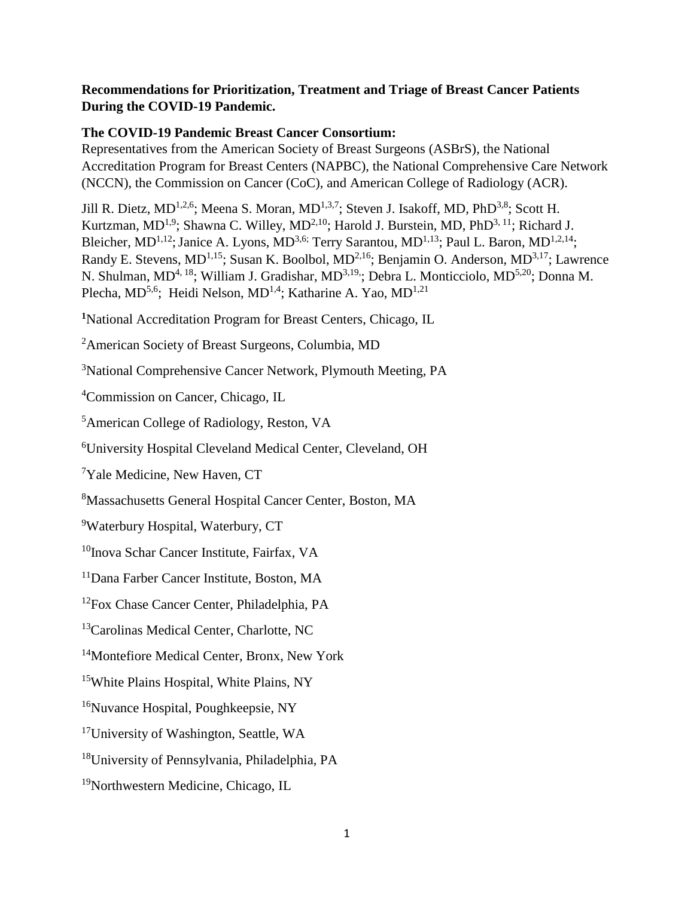**Recommendations for Prioritization, Treatment and Triage of Breast Cancer Patients During the COVID-19 Pandemic.**

**The COVID-19 Pandemic Breast Cancer Consortium:**

Representatives from the American Society of Breast Surgeons (ASBrS), the National Accreditation Program for Breast Centers (NAPBC), the National Comprehensive Care Network (NCCN), the Commission on Cancer (CoC), and American College of Radiology (ACR).

Jill R. Dietz, MD[1,2,6]; Meena S. Moran, MD[1,3,7]; Steven J. Isakoff, MD, PhD[3,8]; Scott H. Kurtzman, MD[1,9]; Shawna C. Willey, MD[2,10]; Harold J. Burstein, MD, PhD[3,11]; Richard J. Bleicher, MD[1,12]; Janice A. Lyons, MD[3,6]; Terry Sarantou, MD[1,13]; Paul L. Baron, MD[1,2,14]; Randy E. Stevens, MD[1,15]; Susan K. Boolbol, MD[2,16]; Benjamin O. Anderson, MD[3,17]; Lawrence N. Shulman, MD[4,18]; William J. Gradishar, MD[3,19]; Debra L. Monticciolo, MD[5,20]; Donna M. Plecha, MD[5,6]; Heidi Nelson, MD[1,4]; Katharine A. Yao, MD[1,21]

[1]National Accreditation Program for Breast Centers, Chicago, IL

[2]American Society of Breast Surgeons, Columbia, MD

[3]National Comprehensive Cancer Network, Plymouth Meeting, PA

[4]Commission on Cancer, Chicago, IL

[5]American College of Radiology, Reston, VA

[6]University Hospital Cleveland Medical Center, Cleveland, OH

[7]Yale Medicine, New Haven, CT

[8]Massachusetts General Hospital Cancer Center, Boston, MA

[9]Waterbury Hospital, Waterbury, CT

[10]Inova Schar Cancer Institute, Fairfax, VA

[11]Dana Farber Cancer Institute, Boston, MA

[12]Fox Chase Cancer Center, Philadelphia, PA

[13]Carolinas Medical Center, Charlotte, NC

[14]Montefiore Medical Center, Bronx, New York

[15]White Plains Hospital, White Plains, NY

[16]Nuvance Hospital, Poughkeepsie, NY

[17]University of Washington, Seattle, WA

[18]University of Pennsylvania, Philadelphia, PA

[19]Northwestern Medicine, Chicago, IL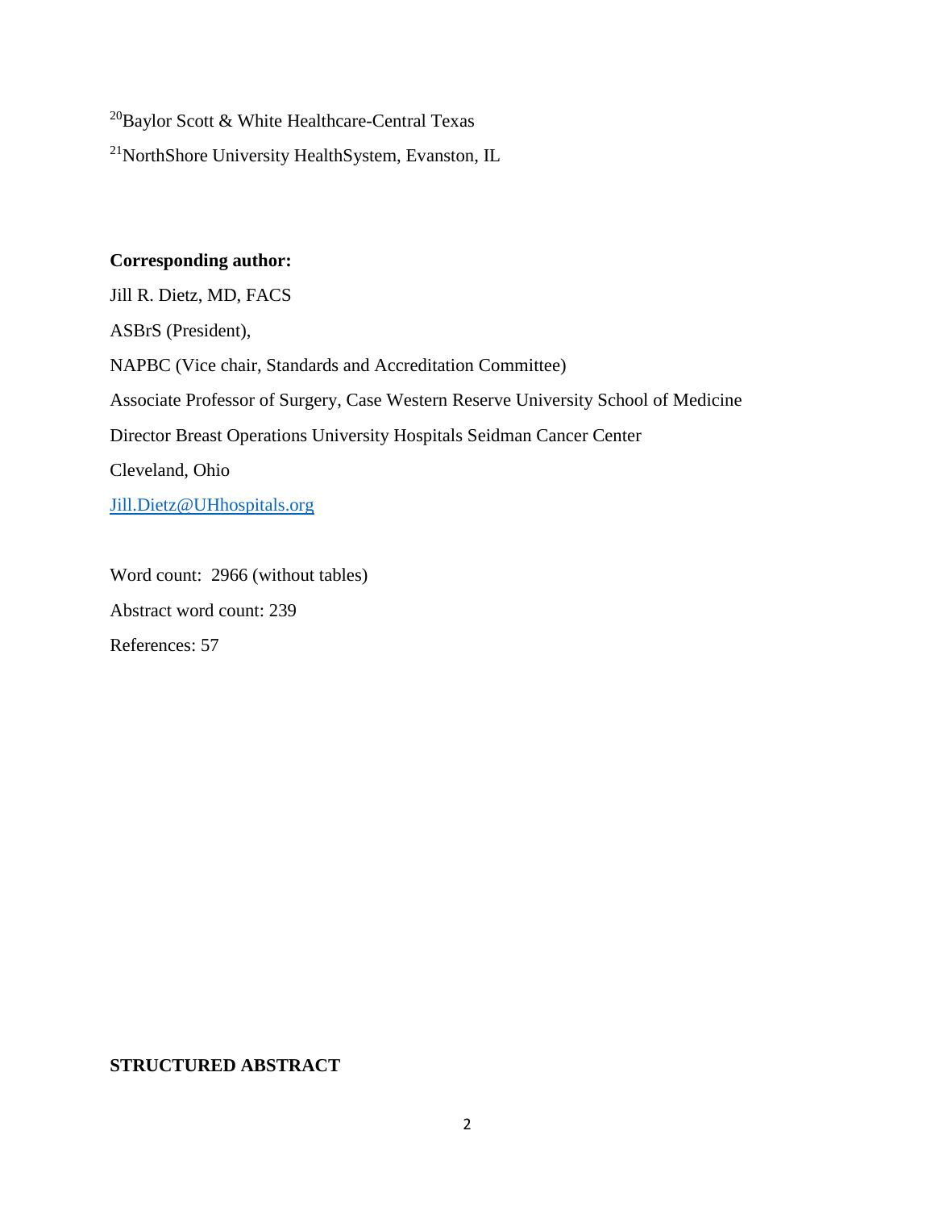[20]Baylor Scott & White Healthcare-Central Texas

[21]NorthShore University HealthSystem, Evanston, IL

**Corresponding author:**

Jill R. Dietz, MD, FACS

ASBrS (President),

NAPBC (Vice chair, Standards and Accreditation Committee)

Associate Professor of Surgery, Case Western Reserve University School of Medicine

Director Breast Operations University Hospitals Seidman Cancer Center

Cleveland, Ohio

Jill.Dietz@UHhospitals.org

Word count: 2966 (without tables)

Abstract word count: 239

References: 57

**STRUCTURED ABSTRACT**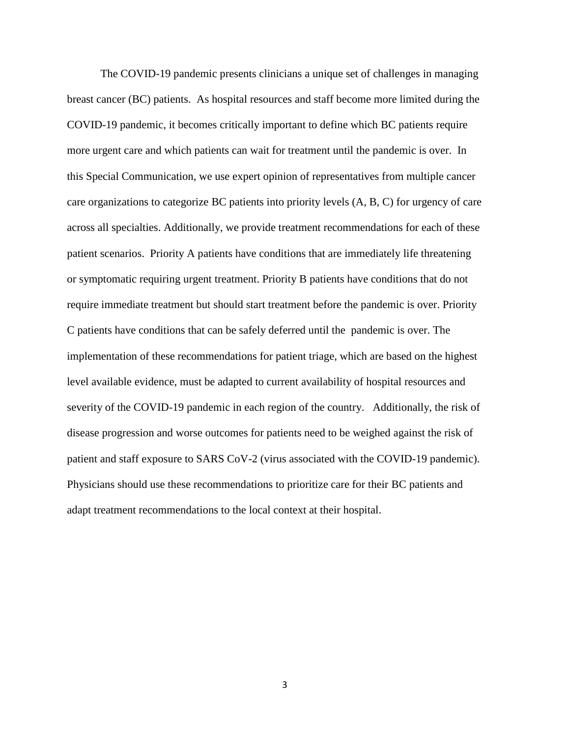The COVID-19 pandemic presents clinicians a unique set of challenges in managing breast cancer (BC) patients. As hospital resources and staff become more limited during the COVID-19 pandemic, it becomes critically important to define which BC patients require more urgent care and which patients can wait for treatment until the pandemic is over. In this Special Communication, we use expert opinion of representatives from multiple cancer care organizations to categorize BC patients into priority levels (A, B, C) for urgency of care across all specialties. Additionally, we provide treatment recommendations for each of these patient scenarios. Priority A patients have conditions that are immediately life threatening or symptomatic requiring urgent treatment. Priority B patients have conditions that do not require immediate treatment but should start treatment before the pandemic is over. Priority C patients have conditions that can be safely deferred until the pandemic is over. The implementation of these recommendations for patient triage, which are based on the highest level available evidence, must be adapted to current availability of hospital resources and severity of the COVID-19 pandemic in each region of the country. Additionally, the risk of disease progression and worse outcomes for patients need to be weighed against the risk of patient and staff exposure to SARS CoV-2 (virus associated with the COVID-19 pandemic). Physicians should use these recommendations to prioritize care for their BC patients and adapt treatment recommendations to the local context at their hospital.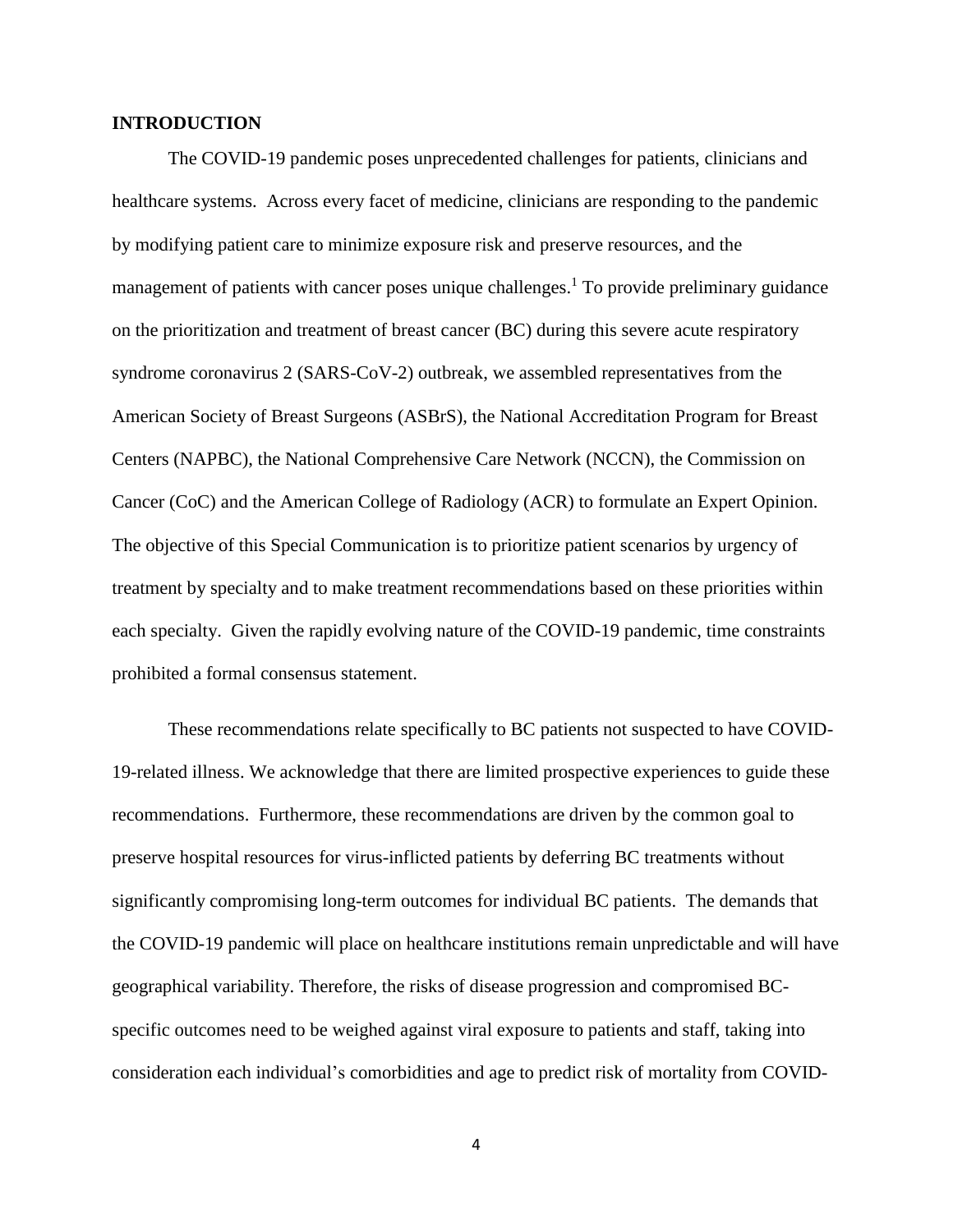## INTRODUCTION

The COVID-19 pandemic poses unprecedented challenges for patients, clinicians and healthcare systems. Across every facet of medicine, clinicians are responding to the pandemic by modifying patient care to minimize exposure risk and preserve resources, and the management of patients with cancer poses unique challenges.[1] To provide preliminary guidance on the prioritization and treatment of breast cancer (BC) during this severe acute respiratory syndrome coronavirus 2 (SARS-CoV-2) outbreak, we assembled representatives from the American Society of Breast Surgeons (ASBrS), the National Accreditation Program for Breast Centers (NAPBC), the National Comprehensive Care Network (NCCN), the Commission on Cancer (CoC) and the American College of Radiology (ACR) to formulate an Expert Opinion. The objective of this Special Communication is to prioritize patient scenarios by urgency of treatment by specialty and to make treatment recommendations based on these priorities within each specialty. Given the rapidly evolving nature of the COVID-19 pandemic, time constraints prohibited a formal consensus statement.

These recommendations relate specifically to BC patients not suspected to have COVID-19-related illness. We acknowledge that there are limited prospective experiences to guide these recommendations. Furthermore, these recommendations are driven by the common goal to preserve hospital resources for virus-inflicted patients by deferring BC treatments without significantly compromising long-term outcomes for individual BC patients. The demands that the COVID-19 pandemic will place on healthcare institutions remain unpredictable and will have geographical variability. Therefore, the risks of disease progression and compromised BC-specific outcomes need to be weighed against viral exposure to patients and staff, taking into consideration each individual's comorbidities and age to predict risk of mortality from COVID-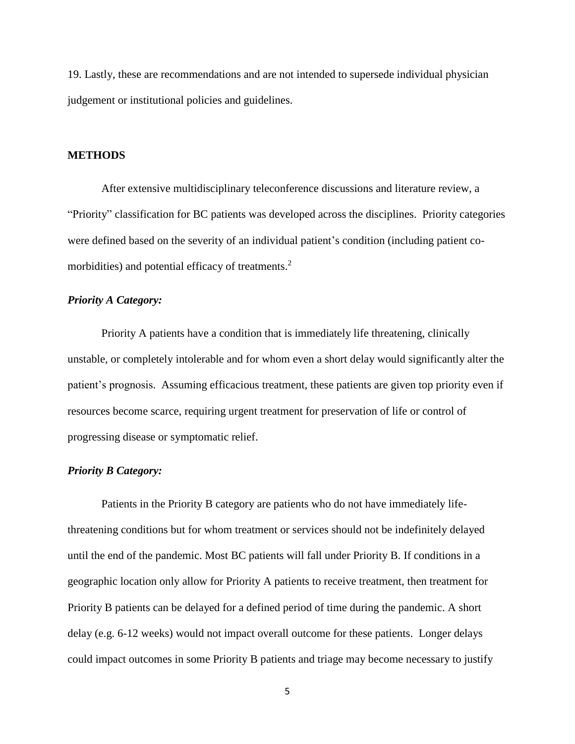19. Lastly, these are recommendations and are not intended to supersede individual physician judgement or institutional policies and guidelines.

## METHODS

After extensive multidisciplinary teleconference discussions and literature review, a "Priority" classification for BC patients was developed across the disciplines. Priority categories were defined based on the severity of an individual patient's condition (including patient co-morbidities) and potential efficacy of treatments.[2]

### *Priority A Category:*

Priority A patients have a condition that is immediately life threatening, clinically unstable, or completely intolerable and for whom even a short delay would significantly alter the patient's prognosis. Assuming efficacious treatment, these patients are given top priority even if resources become scarce, requiring urgent treatment for preservation of life or control of progressing disease or symptomatic relief.

### *Priority B Category:*

Patients in the Priority B category are patients who do not have immediately life-threatening conditions but for whom treatment or services should not be indefinitely delayed until the end of the pandemic. Most BC patients will fall under Priority B. If conditions in a geographic location only allow for Priority A patients to receive treatment, then treatment for Priority B patients can be delayed for a defined period of time during the pandemic. A short delay (e.g. 6-12 weeks) would not impact overall outcome for these patients. Longer delays could impact outcomes in some Priority B patients and triage may become necessary to justify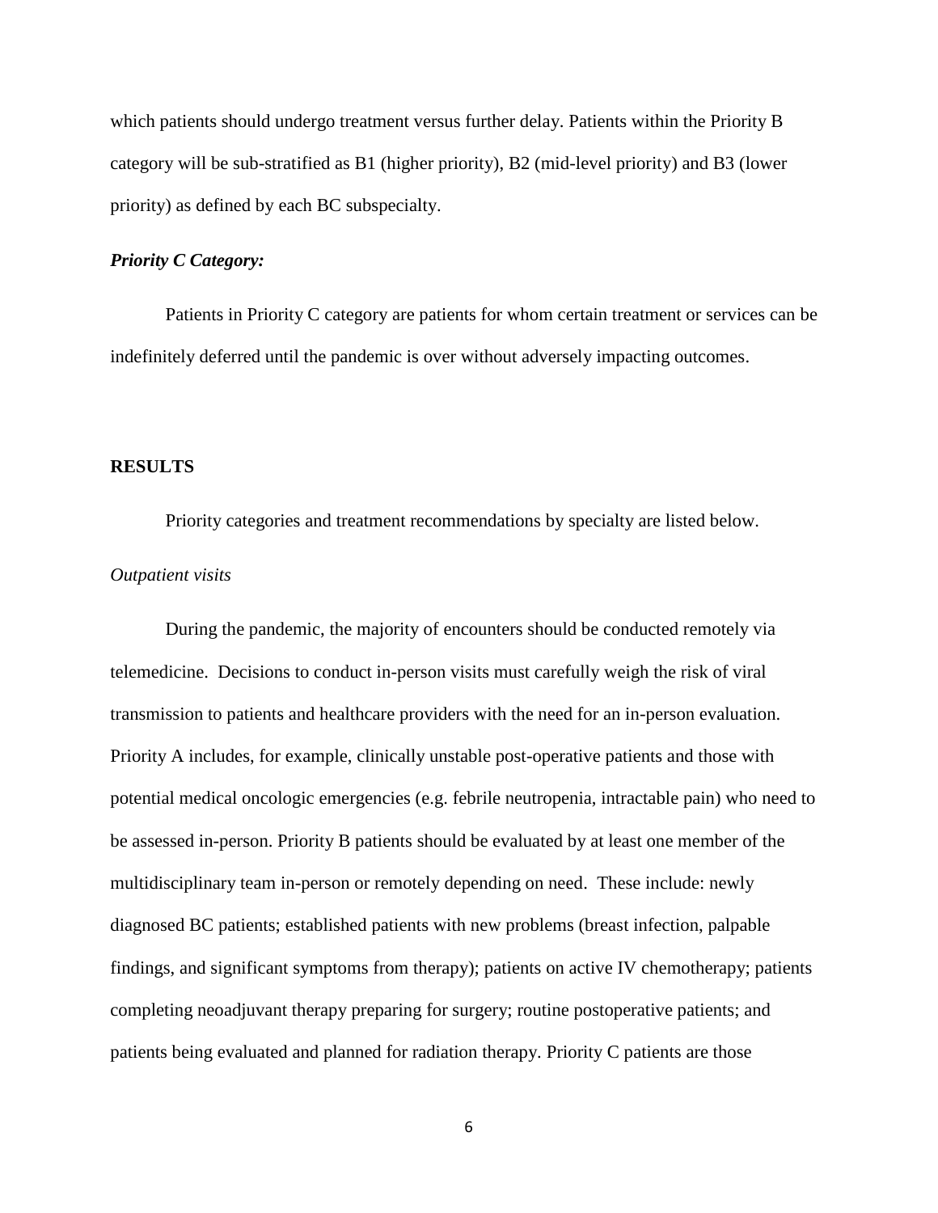which patients should undergo treatment versus further delay. Patients within the Priority B category will be sub-stratified as B1 (higher priority), B2 (mid-level priority) and B3 (lower priority) as defined by each BC subspecialty.

***Priority C Category:***

Patients in Priority C category are patients for whom certain treatment or services can be indefinitely deferred until the pandemic is over without adversely impacting outcomes.

## RESULTS

Priority categories and treatment recommendations by specialty are listed below.

*Outpatient visits*

During the pandemic, the majority of encounters should be conducted remotely via telemedicine. Decisions to conduct in-person visits must carefully weigh the risk of viral transmission to patients and healthcare providers with the need for an in-person evaluation. Priority A includes, for example, clinically unstable post-operative patients and those with potential medical oncologic emergencies (e.g. febrile neutropenia, intractable pain) who need to be assessed in-person. Priority B patients should be evaluated by at least one member of the multidisciplinary team in-person or remotely depending on need. These include: newly diagnosed BC patients; established patients with new problems (breast infection, palpable findings, and significant symptoms from therapy); patients on active IV chemotherapy; patients completing neoadjuvant therapy preparing for surgery; routine postoperative patients; and patients being evaluated and planned for radiation therapy. Priority C patients are those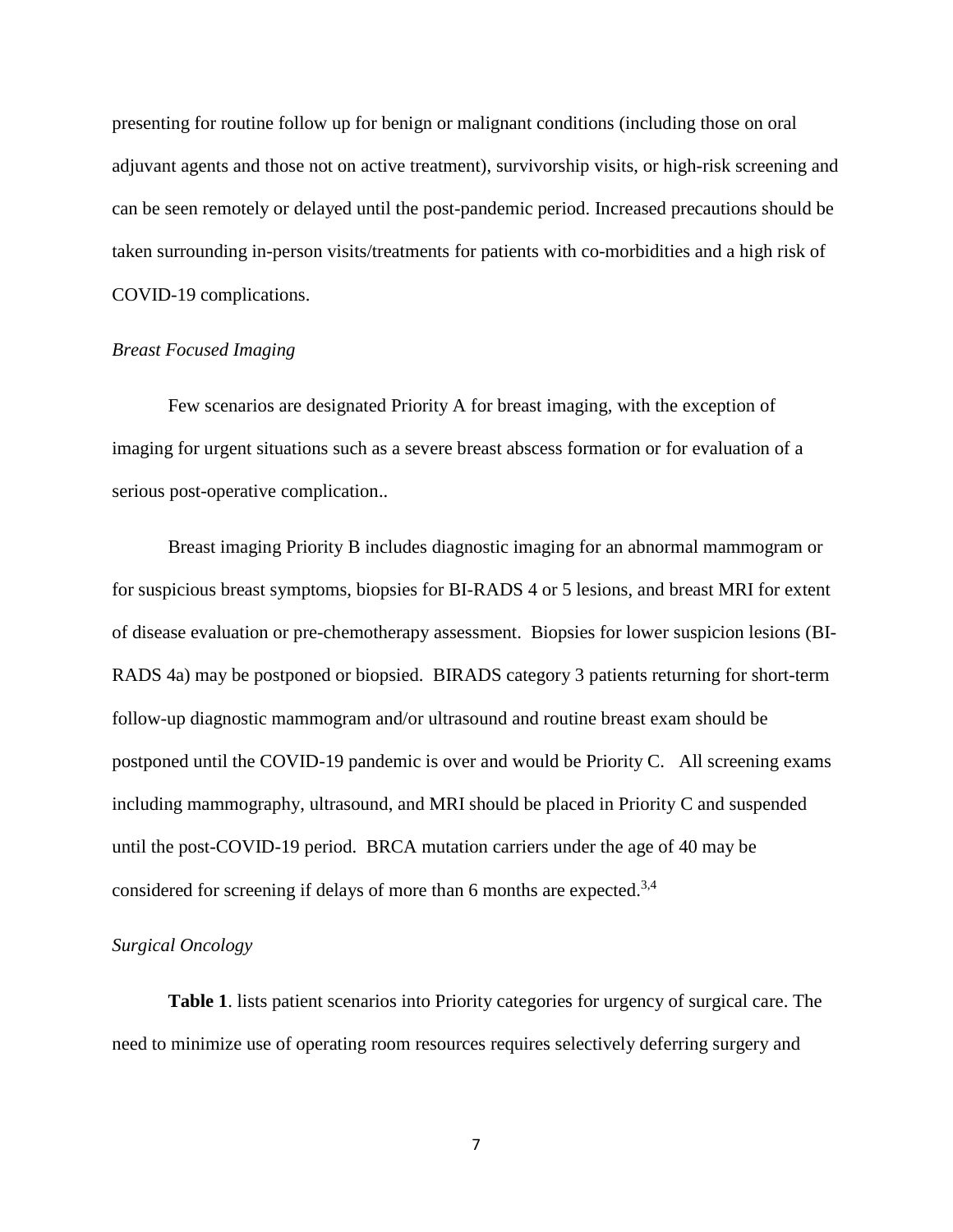presenting for routine follow up for benign or malignant conditions (including those on oral adjuvant agents and those not on active treatment), survivorship visits, or high-risk screening and can be seen remotely or delayed until the post-pandemic period. Increased precautions should be taken surrounding in-person visits/treatments for patients with co-morbidities and a high risk of COVID-19 complications.

*Breast Focused Imaging*

Few scenarios are designated Priority A for breast imaging, with the exception of imaging for urgent situations such as a severe breast abscess formation or for evaluation of a serious post-operative complication..

Breast imaging Priority B includes diagnostic imaging for an abnormal mammogram or for suspicious breast symptoms, biopsies for BI-RADS 4 or 5 lesions, and breast MRI for extent of disease evaluation or pre-chemotherapy assessment. Biopsies for lower suspicion lesions (BI-RADS 4a) may be postponed or biopsied. BIRADS category 3 patients returning for short-term follow-up diagnostic mammogram and/or ultrasound and routine breast exam should be postponed until the COVID-19 pandemic is over and would be Priority C. All screening exams including mammography, ultrasound, and MRI should be placed in Priority C and suspended until the post-COVID-19 period. BRCA mutation carriers under the age of 40 may be considered for screening if delays of more than 6 months are expected.[3,4]

*Surgical Oncology*

**Table 1**. lists patient scenarios into Priority categories for urgency of surgical care. The need to minimize use of operating room resources requires selectively deferring surgery and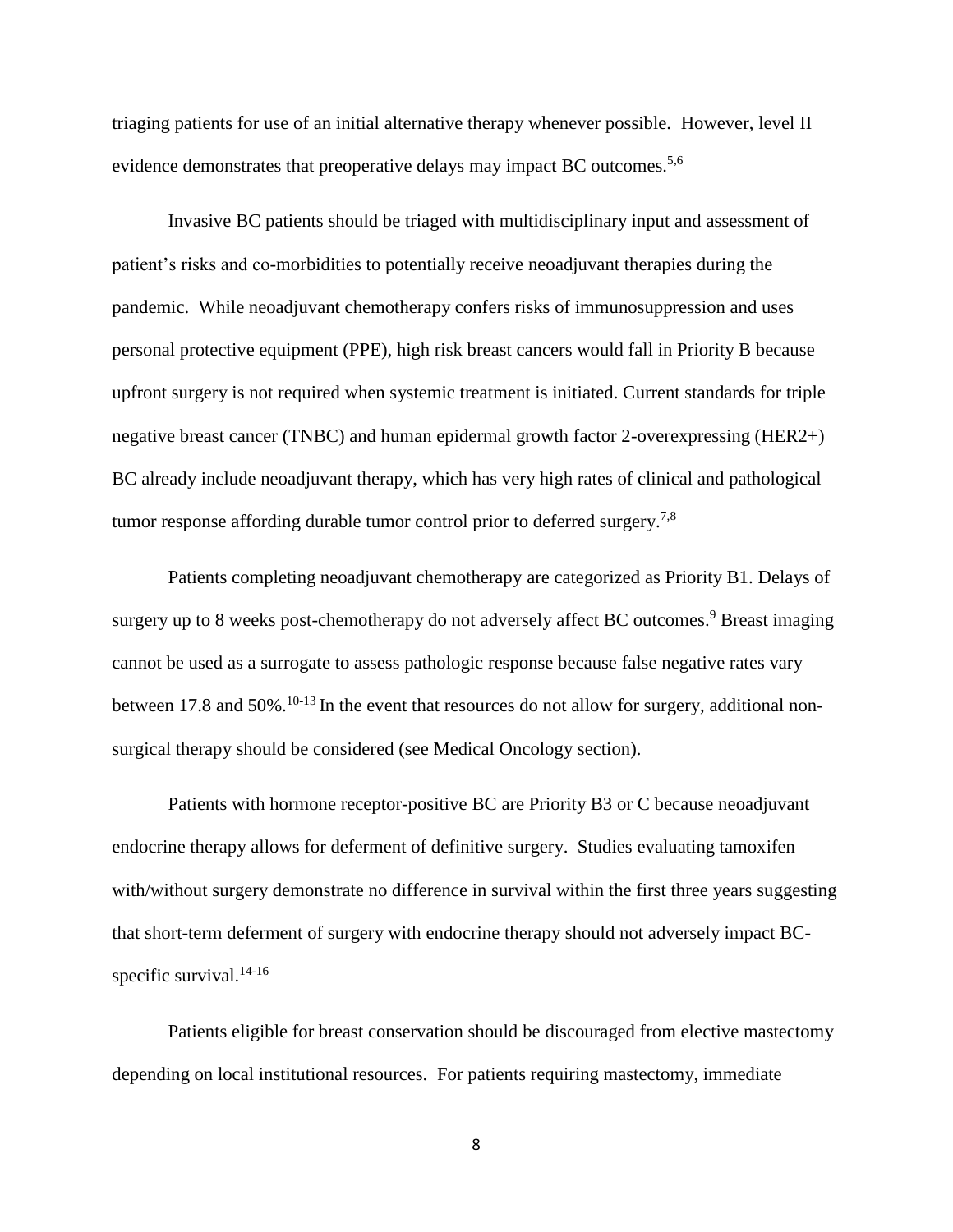triaging patients for use of an initial alternative therapy whenever possible. However, level II evidence demonstrates that preoperative delays may impact BC outcomes.[5,6]

Invasive BC patients should be triaged with multidisciplinary input and assessment of patient's risks and co-morbidities to potentially receive neoadjuvant therapies during the pandemic. While neoadjuvant chemotherapy confers risks of immunosuppression and uses personal protective equipment (PPE), high risk breast cancers would fall in Priority B because upfront surgery is not required when systemic treatment is initiated. Current standards for triple negative breast cancer (TNBC) and human epidermal growth factor 2-overexpressing (HER2+) BC already include neoadjuvant therapy, which has very high rates of clinical and pathological tumor response affording durable tumor control prior to deferred surgery.[7,8]

Patients completing neoadjuvant chemotherapy are categorized as Priority B1. Delays of surgery up to 8 weeks post-chemotherapy do not adversely affect BC outcomes.[9] Breast imaging cannot be used as a surrogate to assess pathologic response because false negative rates vary between 17.8 and 50%.[10-13] In the event that resources do not allow for surgery, additional non-surgical therapy should be considered (see Medical Oncology section).

Patients with hormone receptor-positive BC are Priority B3 or C because neoadjuvant endocrine therapy allows for deferment of definitive surgery. Studies evaluating tamoxifen with/without surgery demonstrate no difference in survival within the first three years suggesting that short-term deferment of surgery with endocrine therapy should not adversely impact BC-specific survival.[14-16]

Patients eligible for breast conservation should be discouraged from elective mastectomy depending on local institutional resources. For patients requiring mastectomy, immediate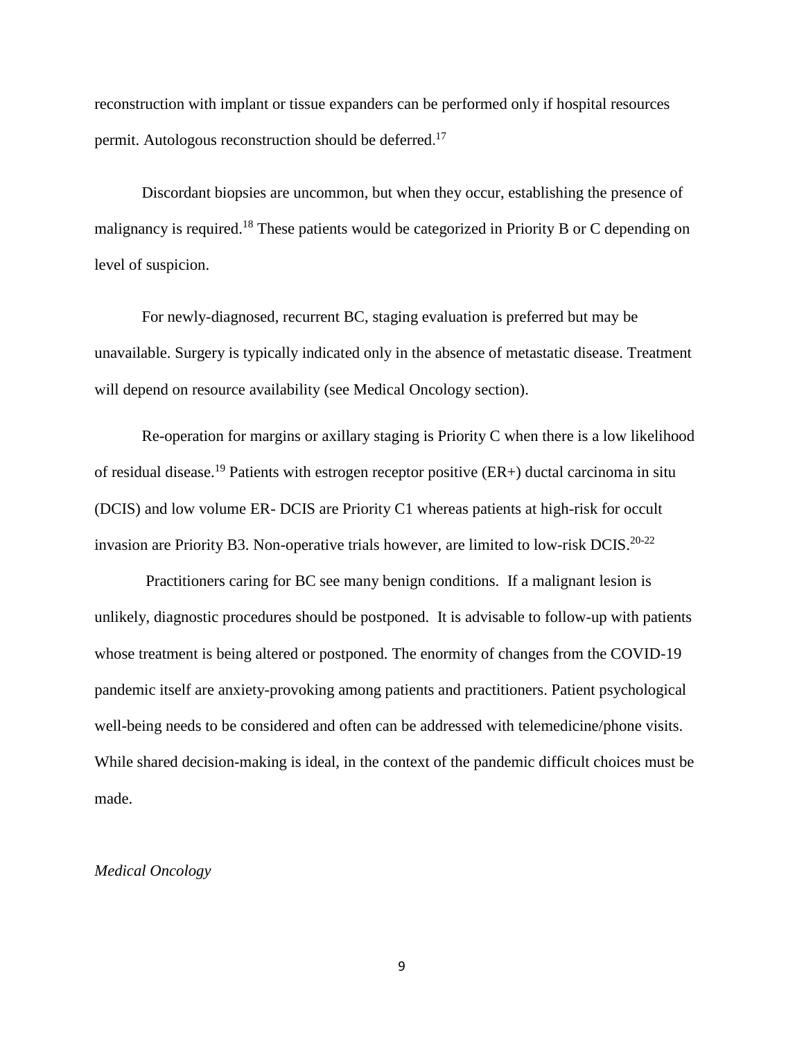reconstruction with implant or tissue expanders can be performed only if hospital resources permit. Autologous reconstruction should be deferred.[17]

Discordant biopsies are uncommon, but when they occur, establishing the presence of malignancy is required.[18] These patients would be categorized in Priority B or C depending on level of suspicion.

For newly-diagnosed, recurrent BC, staging evaluation is preferred but may be unavailable. Surgery is typically indicated only in the absence of metastatic disease. Treatment will depend on resource availability (see Medical Oncology section).

Re-operation for margins or axillary staging is Priority C when there is a low likelihood of residual disease.[19] Patients with estrogen receptor positive (ER+) ductal carcinoma in situ (DCIS) and low volume ER- DCIS are Priority C1 whereas patients at high-risk for occult invasion are Priority B3. Non-operative trials however, are limited to low-risk DCIS.[20-22]

Practitioners caring for BC see many benign conditions. If a malignant lesion is unlikely, diagnostic procedures should be postponed. It is advisable to follow-up with patients whose treatment is being altered or postponed. The enormity of changes from the COVID-19 pandemic itself are anxiety-provoking among patients and practitioners. Patient psychological well-being needs to be considered and often can be addressed with telemedicine/phone visits. While shared decision-making is ideal, in the context of the pandemic difficult choices must be made.

*Medical Oncology*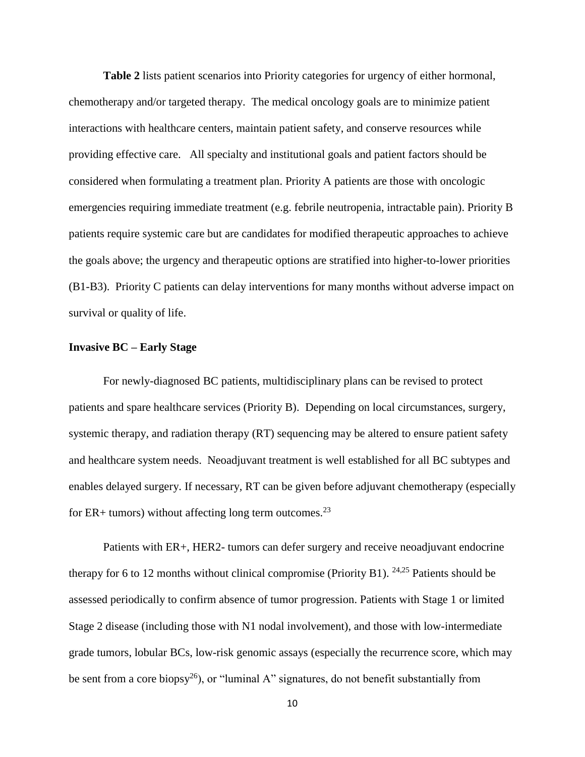**Table 2** lists patient scenarios into Priority categories for urgency of either hormonal, chemotherapy and/or targeted therapy. The medical oncology goals are to minimize patient interactions with healthcare centers, maintain patient safety, and conserve resources while providing effective care. All specialty and institutional goals and patient factors should be considered when formulating a treatment plan. Priority A patients are those with oncologic emergencies requiring immediate treatment (e.g. febrile neutropenia, intractable pain). Priority B patients require systemic care but are candidates for modified therapeutic approaches to achieve the goals above; the urgency and therapeutic options are stratified into higher-to-lower priorities (B1-B3). Priority C patients can delay interventions for many months without adverse impact on survival or quality of life.

**Invasive BC – Early Stage**

For newly-diagnosed BC patients, multidisciplinary plans can be revised to protect patients and spare healthcare services (Priority B). Depending on local circumstances, surgery, systemic therapy, and radiation therapy (RT) sequencing may be altered to ensure patient safety and healthcare system needs. Neoadjuvant treatment is well established for all BC subtypes and enables delayed surgery. If necessary, RT can be given before adjuvant chemotherapy (especially for ER+ tumors) without affecting long term outcomes.[23]

Patients with ER+, HER2- tumors can defer surgery and receive neoadjuvant endocrine therapy for 6 to 12 months without clinical compromise (Priority B1). [24,25] Patients should be assessed periodically to confirm absence of tumor progression. Patients with Stage 1 or limited Stage 2 disease (including those with N1 nodal involvement), and those with low-intermediate grade tumors, lobular BCs, low-risk genomic assays (especially the recurrence score, which may be sent from a core biopsy[26]), or "luminal A" signatures, do not benefit substantially from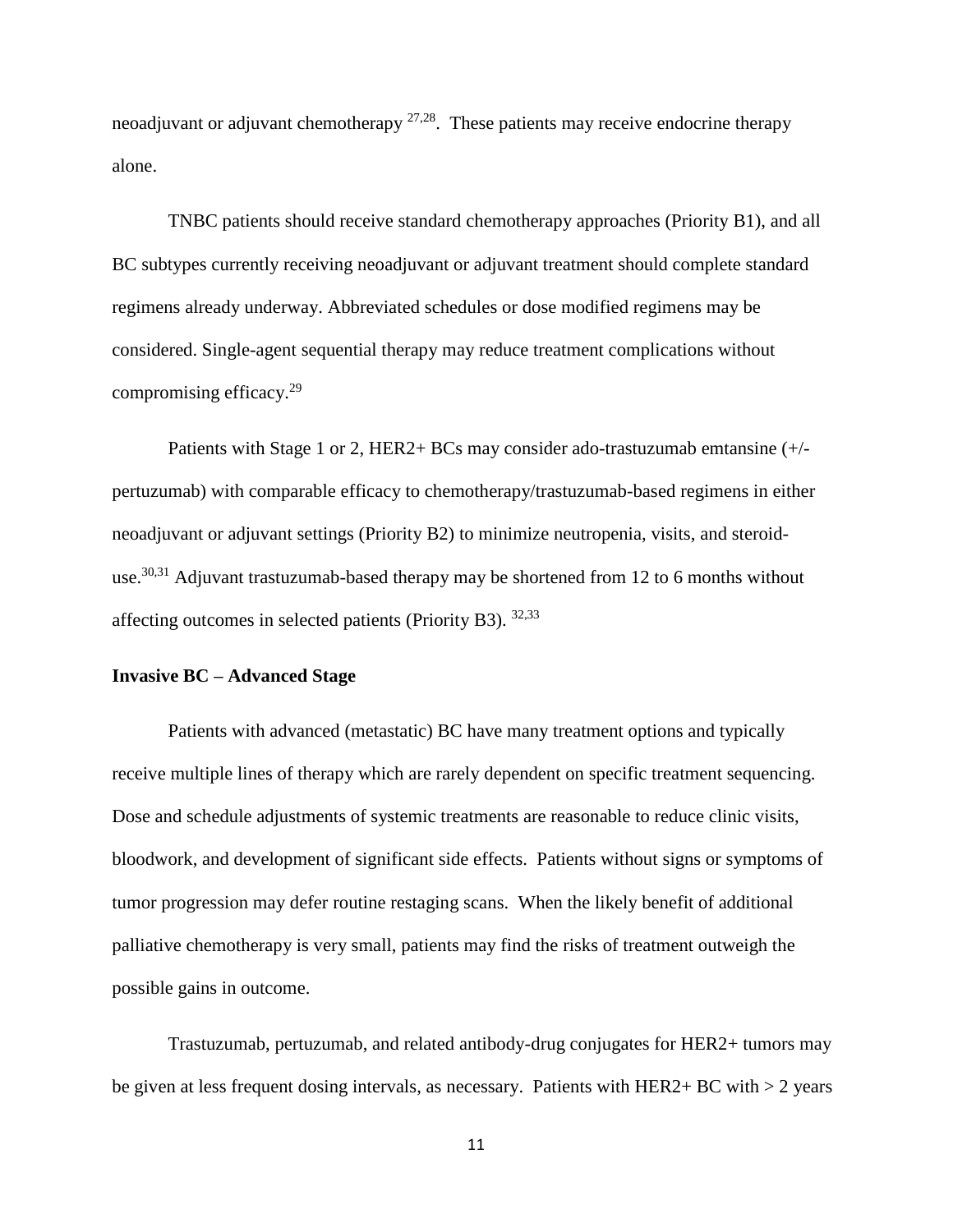neoadjuvant or adjuvant chemotherapy [27,28]. These patients may receive endocrine therapy alone.

TNBC patients should receive standard chemotherapy approaches (Priority B1), and all BC subtypes currently receiving neoadjuvant or adjuvant treatment should complete standard regimens already underway. Abbreviated schedules or dose modified regimens may be considered. Single-agent sequential therapy may reduce treatment complications without compromising efficacy.[29]

Patients with Stage 1 or 2, HER2+ BCs may consider ado-trastuzumab emtansine (+/- pertuzumab) with comparable efficacy to chemotherapy/trastuzumab-based regimens in either neoadjuvant or adjuvant settings (Priority B2) to minimize neutropenia, visits, and steroid-use.[30,31] Adjuvant trastuzumab-based therapy may be shortened from 12 to 6 months without affecting outcomes in selected patients (Priority B3). [32,33]

**Invasive BC – Advanced Stage**

Patients with advanced (metastatic) BC have many treatment options and typically receive multiple lines of therapy which are rarely dependent on specific treatment sequencing. Dose and schedule adjustments of systemic treatments are reasonable to reduce clinic visits, bloodwork, and development of significant side effects. Patients without signs or symptoms of tumor progression may defer routine restaging scans. When the likely benefit of additional palliative chemotherapy is very small, patients may find the risks of treatment outweigh the possible gains in outcome.

Trastuzumab, pertuzumab, and related antibody-drug conjugates for HER2+ tumors may be given at less frequent dosing intervals, as necessary. Patients with HER2+ BC with > 2 years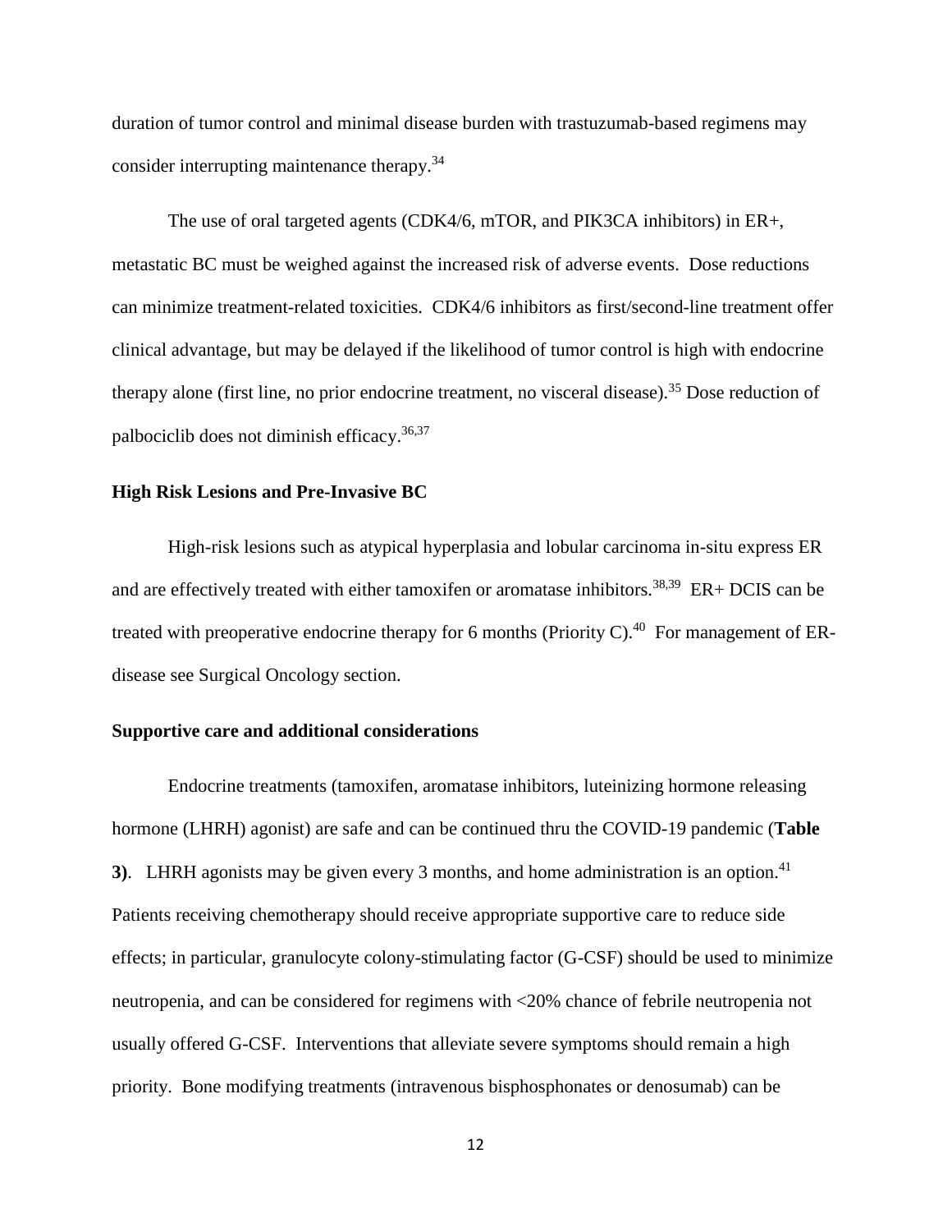duration of tumor control and minimal disease burden with trastuzumab-based regimens may consider interrupting maintenance therapy.[34]

The use of oral targeted agents (CDK4/6, mTOR, and PIK3CA inhibitors) in ER+, metastatic BC must be weighed against the increased risk of adverse events. Dose reductions can minimize treatment-related toxicities. CDK4/6 inhibitors as first/second-line treatment offer clinical advantage, but may be delayed if the likelihood of tumor control is high with endocrine therapy alone (first line, no prior endocrine treatment, no visceral disease).[35] Dose reduction of palbociclib does not diminish efficacy.[36,37]

### High Risk Lesions and Pre-Invasive BC

High-risk lesions such as atypical hyperplasia and lobular carcinoma in-situ express ER and are effectively treated with either tamoxifen or aromatase inhibitors.[38,39] ER+ DCIS can be treated with preoperative endocrine therapy for 6 months (Priority C).[40] For management of ER- disease see Surgical Oncology section.

### Supportive care and additional considerations

Endocrine treatments (tamoxifen, aromatase inhibitors, luteinizing hormone releasing hormone (LHRH) agonist) are safe and can be continued thru the COVID-19 pandemic (**Table 3)**. LHRH agonists may be given every 3 months, and home administration is an option.[41] Patients receiving chemotherapy should receive appropriate supportive care to reduce side effects; in particular, granulocyte colony-stimulating factor (G-CSF) should be used to minimize neutropenia, and can be considered for regimens with <20% chance of febrile neutropenia not usually offered G-CSF. Interventions that alleviate severe symptoms should remain a high priority. Bone modifying treatments (intravenous bisphosphonates or denosumab) can be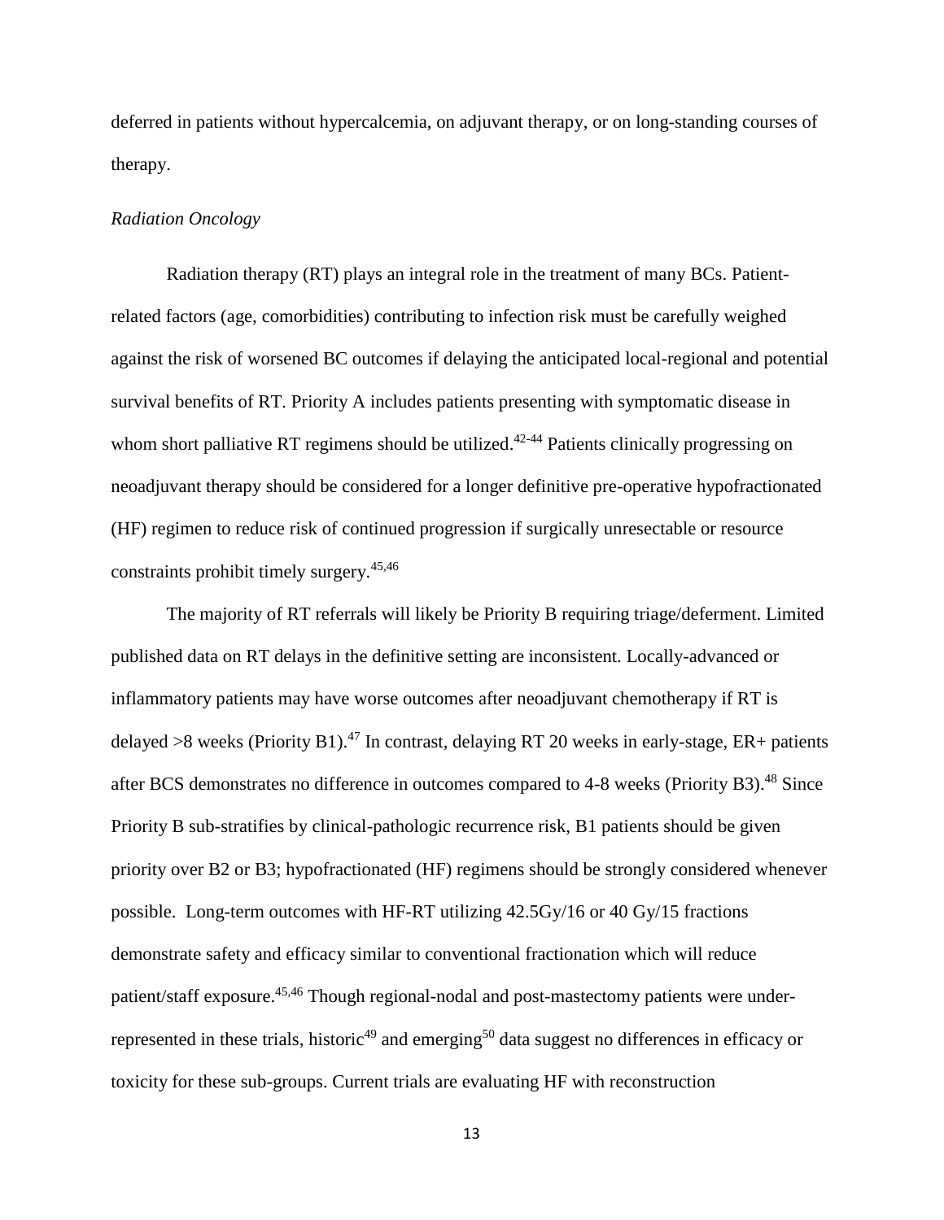deferred in patients without hypercalcemia, on adjuvant therapy, or on long-standing courses of therapy.

*Radiation Oncology*

Radiation therapy (RT) plays an integral role in the treatment of many BCs. Patient-related factors (age, comorbidities) contributing to infection risk must be carefully weighed against the risk of worsened BC outcomes if delaying the anticipated local-regional and potential survival benefits of RT. Priority A includes patients presenting with symptomatic disease in whom short palliative RT regimens should be utilized.[42-44] Patients clinically progressing on neoadjuvant therapy should be considered for a longer definitive pre-operative hypofractionated (HF) regimen to reduce risk of continued progression if surgically unresectable or resource constraints prohibit timely surgery.[45,46]

The majority of RT referrals will likely be Priority B requiring triage/deferment. Limited published data on RT delays in the definitive setting are inconsistent. Locally-advanced or inflammatory patients may have worse outcomes after neoadjuvant chemotherapy if RT is delayed >8 weeks (Priority B1).[47] In contrast, delaying RT 20 weeks in early-stage, ER+ patients after BCS demonstrates no difference in outcomes compared to 4-8 weeks (Priority B3).[48] Since Priority B sub-stratifies by clinical-pathologic recurrence risk, B1 patients should be given priority over B2 or B3; hypofractionated (HF) regimens should be strongly considered whenever possible. Long-term outcomes with HF-RT utilizing 42.5Gy/16 or 40 Gy/15 fractions demonstrate safety and efficacy similar to conventional fractionation which will reduce patient/staff exposure.[45,46] Though regional-nodal and post-mastectomy patients were under-represented in these trials, historic[49] and emerging[50] data suggest no differences in efficacy or toxicity for these sub-groups. Current trials are evaluating HF with reconstruction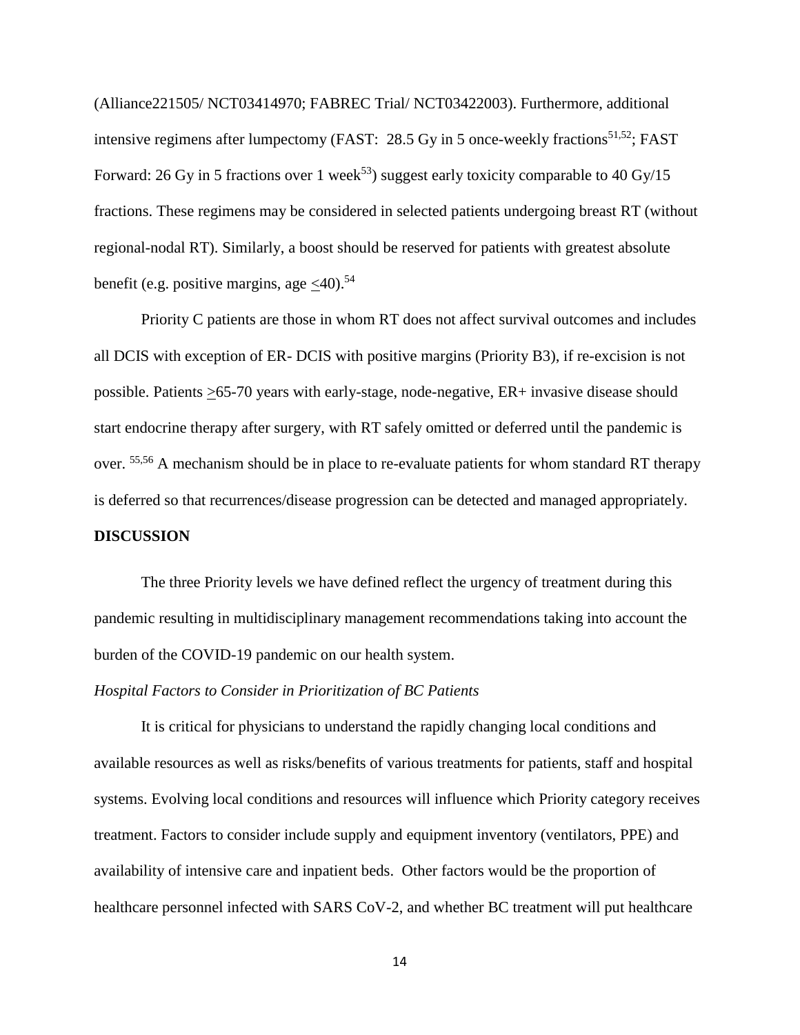(Alliance221505/ NCT03414970; FABREC Trial/ NCT03422003). Furthermore, additional intensive regimens after lumpectomy (FAST: 28.5 Gy in 5 once-weekly fractions[51,52]; FAST Forward: 26 Gy in 5 fractions over 1 week[53]) suggest early toxicity comparable to 40 Gy/15 fractions. These regimens may be considered in selected patients undergoing breast RT (without regional-nodal RT). Similarly, a boost should be reserved for patients with greatest absolute benefit (e.g. positive margins, age $\leq$40).[54]

Priority C patients are those in whom RT does not affect survival outcomes and includes all DCIS with exception of ER- DCIS with positive margins (Priority B3), if re-excision is not possible. Patients $\geq$65-70 years with early-stage, node-negative, ER+ invasive disease should start endocrine therapy after surgery, with RT safely omitted or deferred until the pandemic is over. [55,56] A mechanism should be in place to re-evaluate patients for whom standard RT therapy is deferred so that recurrences/disease progression can be detected and managed appropriately.

## DISCUSSION

The three Priority levels we have defined reflect the urgency of treatment during this pandemic resulting in multidisciplinary management recommendations taking into account the burden of the COVID-19 pandemic on our health system.

*Hospital Factors to Consider in Prioritization of BC Patients*

It is critical for physicians to understand the rapidly changing local conditions and available resources as well as risks/benefits of various treatments for patients, staff and hospital systems. Evolving local conditions and resources will influence which Priority category receives treatment. Factors to consider include supply and equipment inventory (ventilators, PPE) and availability of intensive care and inpatient beds. Other factors would be the proportion of healthcare personnel infected with SARS CoV-2, and whether BC treatment will put healthcare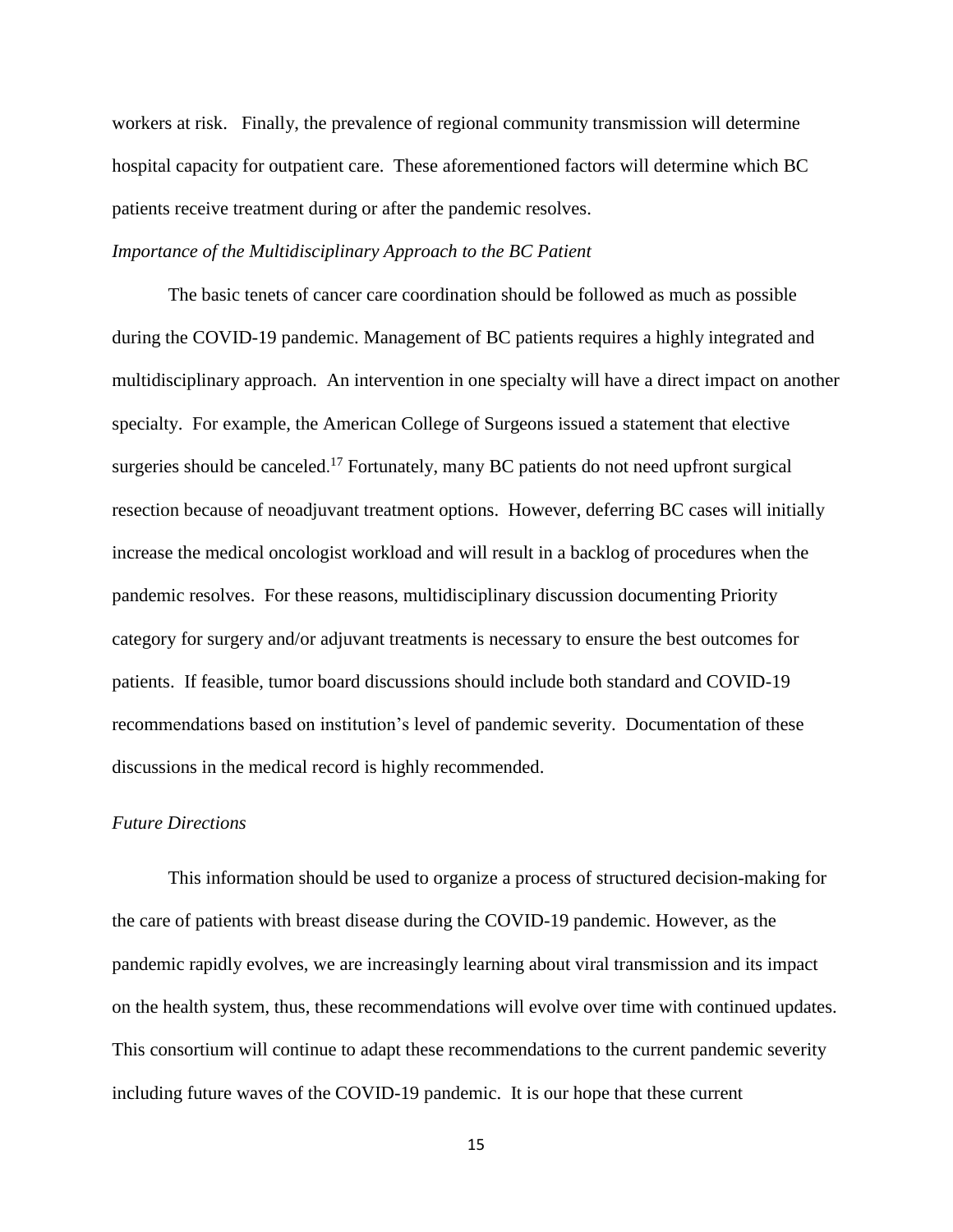workers at risk. Finally, the prevalence of regional community transmission will determine hospital capacity for outpatient care. These aforementioned factors will determine which BC patients receive treatment during or after the pandemic resolves.

*Importance of the Multidisciplinary Approach to the BC Patient*

The basic tenets of cancer care coordination should be followed as much as possible during the COVID-19 pandemic. Management of BC patients requires a highly integrated and multidisciplinary approach. An intervention in one specialty will have a direct impact on another specialty. For example, the American College of Surgeons issued a statement that elective surgeries should be canceled.[17] Fortunately, many BC patients do not need upfront surgical resection because of neoadjuvant treatment options. However, deferring BC cases will initially increase the medical oncologist workload and will result in a backlog of procedures when the pandemic resolves. For these reasons, multidisciplinary discussion documenting Priority category for surgery and/or adjuvant treatments is necessary to ensure the best outcomes for patients. If feasible, tumor board discussions should include both standard and COVID-19 recommendations based on institution's level of pandemic severity. Documentation of these discussions in the medical record is highly recommended.

*Future Directions*

This information should be used to organize a process of structured decision-making for the care of patients with breast disease during the COVID-19 pandemic. However, as the pandemic rapidly evolves, we are increasingly learning about viral transmission and its impact on the health system, thus, these recommendations will evolve over time with continued updates. This consortium will continue to adapt these recommendations to the current pandemic severity including future waves of the COVID-19 pandemic. It is our hope that these current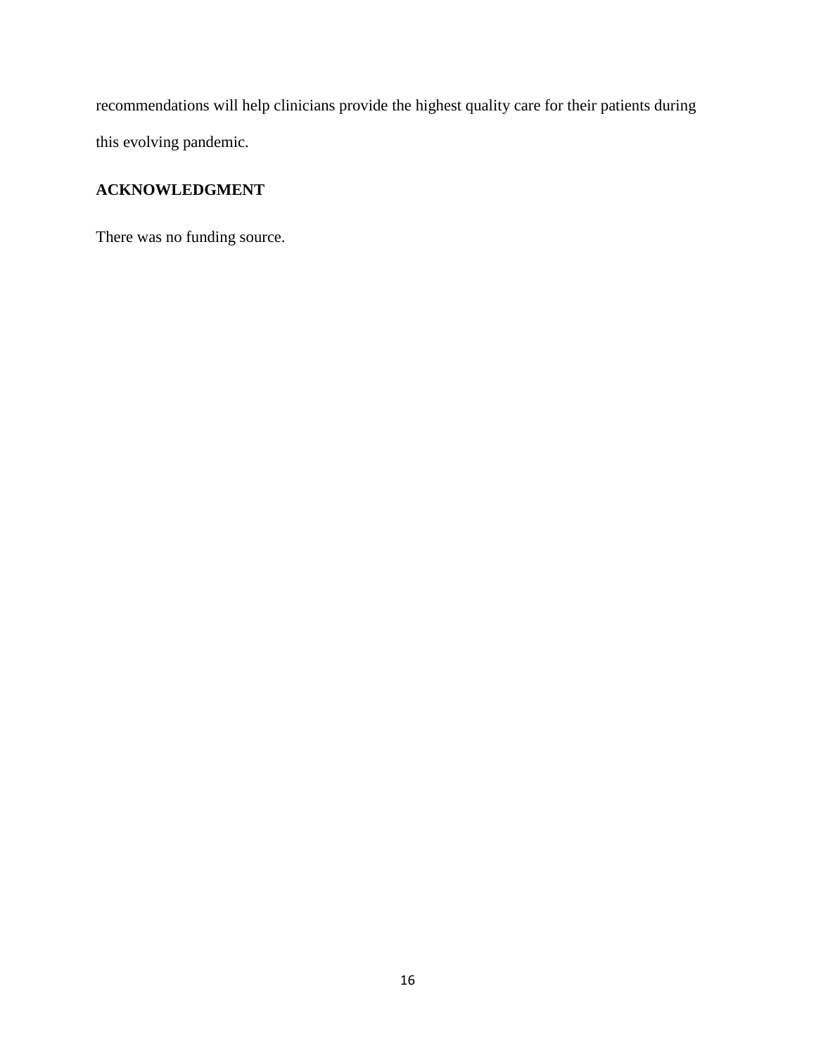recommendations will help clinicians provide the highest quality care for their patients during this evolving pandemic.

## ACKNOWLEDGMENT

There was no funding source.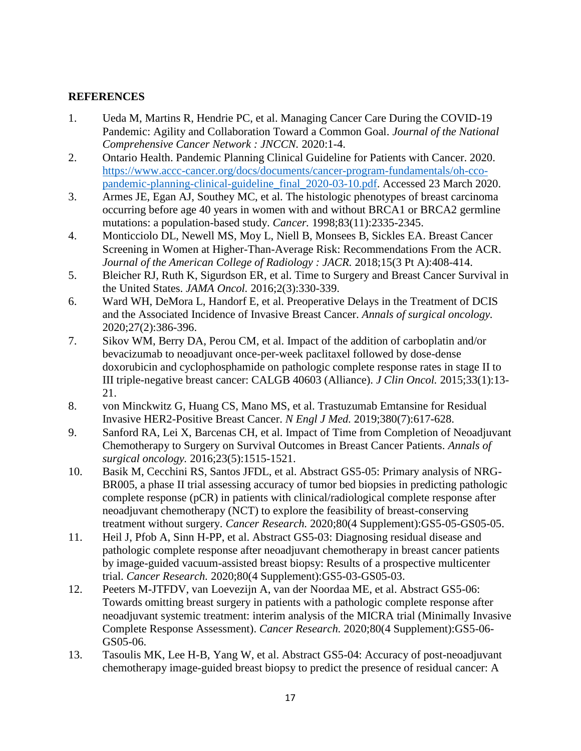## REFERENCES

1. Ueda M, Martins R, Hendrie PC, et al. Managing Cancer Care During the COVID-19 Pandemic: Agility and Collaboration Toward a Common Goal. *Journal of the National Comprehensive Cancer Network : JNCCN.* 2020:1-4.
2. Ontario Health. Pandemic Planning Clinical Guideline for Patients with Cancer. 2020. [https://www.accc-cancer.org/docs/documents/cancer-program-fundamentals/oh-cco-pandemic-planning-clinical-guideline_final_2020-03-10.pdf](https://www.accc-cancer.org/docs/documents/cancer-program-fundamentals/oh-cco-pandemic-planning-clinical-guideline_final_2020-03-10.pdf). Accessed 23 March 2020.
3. Armes JE, Egan AJ, Southey MC, et al. The histologic phenotypes of breast carcinoma occurring before age 40 years in women with and without BRCA1 or BRCA2 germline mutations: a population-based study. *Cancer.* 1998;83(11):2335-2345.
4. Monticciolo DL, Newell MS, Moy L, Niell B, Monsees B, Sickles EA. Breast Cancer Screening in Women at Higher-Than-Average Risk: Recommendations From the ACR. *Journal of the American College of Radiology : JACR.* 2018;15(3 Pt A):408-414.
5. Bleicher RJ, Ruth K, Sigurdson ER, et al. Time to Surgery and Breast Cancer Survival in the United States. *JAMA Oncol.* 2016;2(3):330-339.
6. Ward WH, DeMora L, Handorf E, et al. Preoperative Delays in the Treatment of DCIS and the Associated Incidence of Invasive Breast Cancer. *Annals of surgical oncology.* 2020;27(2):386-396.
7. Sikov WM, Berry DA, Perou CM, et al. Impact of the addition of carboplatin and/or bevacizumab to neoadjuvant once-per-week paclitaxel followed by dose-dense doxorubicin and cyclophosphamide on pathologic complete response rates in stage II to III triple-negative breast cancer: CALGB 40603 (Alliance). *J Clin Oncol.* 2015;33(1):13-21.
8. von Minckwitz G, Huang CS, Mano MS, et al. Trastuzumab Emtansine for Residual Invasive HER2-Positive Breast Cancer. *N Engl J Med.* 2019;380(7):617-628.
9. Sanford RA, Lei X, Barcenas CH, et al. Impact of Time from Completion of Neoadjuvant Chemotherapy to Surgery on Survival Outcomes in Breast Cancer Patients. *Annals of surgical oncology.* 2016;23(5):1515-1521.
10. Basik M, Cecchini RS, Santos JFDL, et al. Abstract GS5-05: Primary analysis of NRG-BR005, a phase II trial assessing accuracy of tumor bed biopsies in predicting pathologic complete response (pCR) in patients with clinical/radiological complete response after neoadjuvant chemotherapy (NCT) to explore the feasibility of breast-conserving treatment without surgery. *Cancer Research.* 2020;80(4 Supplement):GS5-05-GS05-05.
11. Heil J, Pfob A, Sinn H-PP, et al. Abstract GS5-03: Diagnosing residual disease and pathologic complete response after neoadjuvant chemotherapy in breast cancer patients by image-guided vacuum-assisted breast biopsy: Results of a prospective multicenter trial. *Cancer Research.* 2020;80(4 Supplement):GS5-03-GS05-03.
12. Peeters M-JTFDV, van Loevezijn A, van der Noordaa ME, et al. Abstract GS5-06: Towards omitting breast surgery in patients with a pathologic complete response after neoadjuvant systemic treatment: interim analysis of the MICRA trial (Minimally Invasive Complete Response Assessment). *Cancer Research.* 2020;80(4 Supplement):GS5-06-GS05-06.
13. Tasoulis MK, Lee H-B, Yang W, et al. Abstract GS5-04: Accuracy of post-neoadjuvant chemotherapy image-guided breast biopsy to predict the presence of residual cancer: A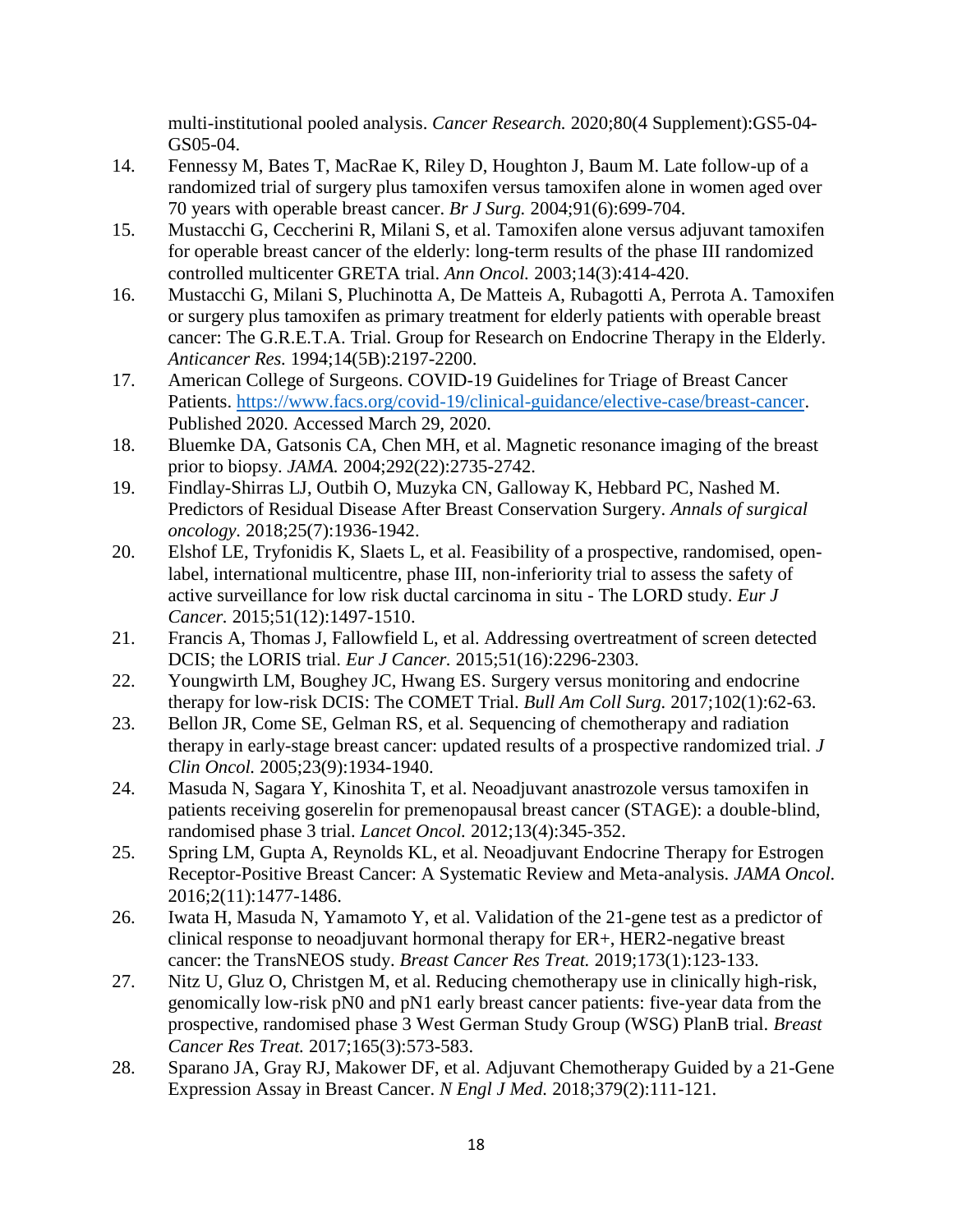multi-institutional pooled analysis. *Cancer Research.* 2020;80(4 Supplement):GS5-04-GS05-04.

14. Fennessy M, Bates T, MacRae K, Riley D, Houghton J, Baum M. Late follow-up of a randomized trial of surgery plus tamoxifen versus tamoxifen alone in women aged over 70 years with operable breast cancer. *Br J Surg.* 2004;91(6):699-704.
15. Mustacchi G, Ceccherini R, Milani S, et al. Tamoxifen alone versus adjuvant tamoxifen for operable breast cancer of the elderly: long-term results of the phase III randomized controlled multicenter GRETA trial. *Ann Oncol.* 2003;14(3):414-420.
16. Mustacchi G, Milani S, Pluchinotta A, De Matteis A, Rubagotti A, Perrota A. Tamoxifen or surgery plus tamoxifen as primary treatment for elderly patients with operable breast cancer: The G.R.E.T.A. Trial. Group for Research on Endocrine Therapy in the Elderly. *Anticancer Res.* 1994;14(5B):2197-2200.
17. American College of Surgeons. COVID-19 Guidelines for Triage of Breast Cancer Patients. https://www.facs.org/covid-19/clinical-guidance/elective-case/breast-cancer. Published 2020. Accessed March 29, 2020.
18. Bluemke DA, Gatsonis CA, Chen MH, et al. Magnetic resonance imaging of the breast prior to biopsy. *JAMA.* 2004;292(22):2735-2742.
19. Findlay-Shirras LJ, Outbih O, Muzyka CN, Galloway K, Hebbard PC, Nashed M. Predictors of Residual Disease After Breast Conservation Surgery. *Annals of surgical oncology.* 2018;25(7):1936-1942.
20. Elshof LE, Tryfonidis K, Slaets L, et al. Feasibility of a prospective, randomised, open-label, international multicentre, phase III, non-inferiority trial to assess the safety of active surveillance for low risk ductal carcinoma in situ - The LORD study. *Eur J Cancer.* 2015;51(12):1497-1510.
21. Francis A, Thomas J, Fallowfield L, et al. Addressing overtreatment of screen detected DCIS; the LORIS trial. *Eur J Cancer.* 2015;51(16):2296-2303.
22. Youngwirth LM, Boughey JC, Hwang ES. Surgery versus monitoring and endocrine therapy for low-risk DCIS: The COMET Trial. *Bull Am Coll Surg.* 2017;102(1):62-63.
23. Bellon JR, Come SE, Gelman RS, et al. Sequencing of chemotherapy and radiation therapy in early-stage breast cancer: updated results of a prospective randomized trial. *J Clin Oncol.* 2005;23(9):1934-1940.
24. Masuda N, Sagara Y, Kinoshita T, et al. Neoadjuvant anastrozole versus tamoxifen in patients receiving goserelin for premenopausal breast cancer (STAGE): a double-blind, randomised phase 3 trial. *Lancet Oncol.* 2012;13(4):345-352.
25. Spring LM, Gupta A, Reynolds KL, et al. Neoadjuvant Endocrine Therapy for Estrogen Receptor-Positive Breast Cancer: A Systematic Review and Meta-analysis. *JAMA Oncol.* 2016;2(11):1477-1486.
26. Iwata H, Masuda N, Yamamoto Y, et al. Validation of the 21-gene test as a predictor of clinical response to neoadjuvant hormonal therapy for ER+, HER2-negative breast cancer: the TransNEOS study. *Breast Cancer Res Treat.* 2019;173(1):123-133.
27. Nitz U, Gluz O, Christgen M, et al. Reducing chemotherapy use in clinically high-risk, genomically low-risk pN0 and pN1 early breast cancer patients: five-year data from the prospective, randomised phase 3 West German Study Group (WSG) PlanB trial. *Breast Cancer Res Treat.* 2017;165(3):573-583.
28. Sparano JA, Gray RJ, Makower DF, et al. Adjuvant Chemotherapy Guided by a 21-Gene Expression Assay in Breast Cancer. *N Engl J Med.* 2018;379(2):111-121.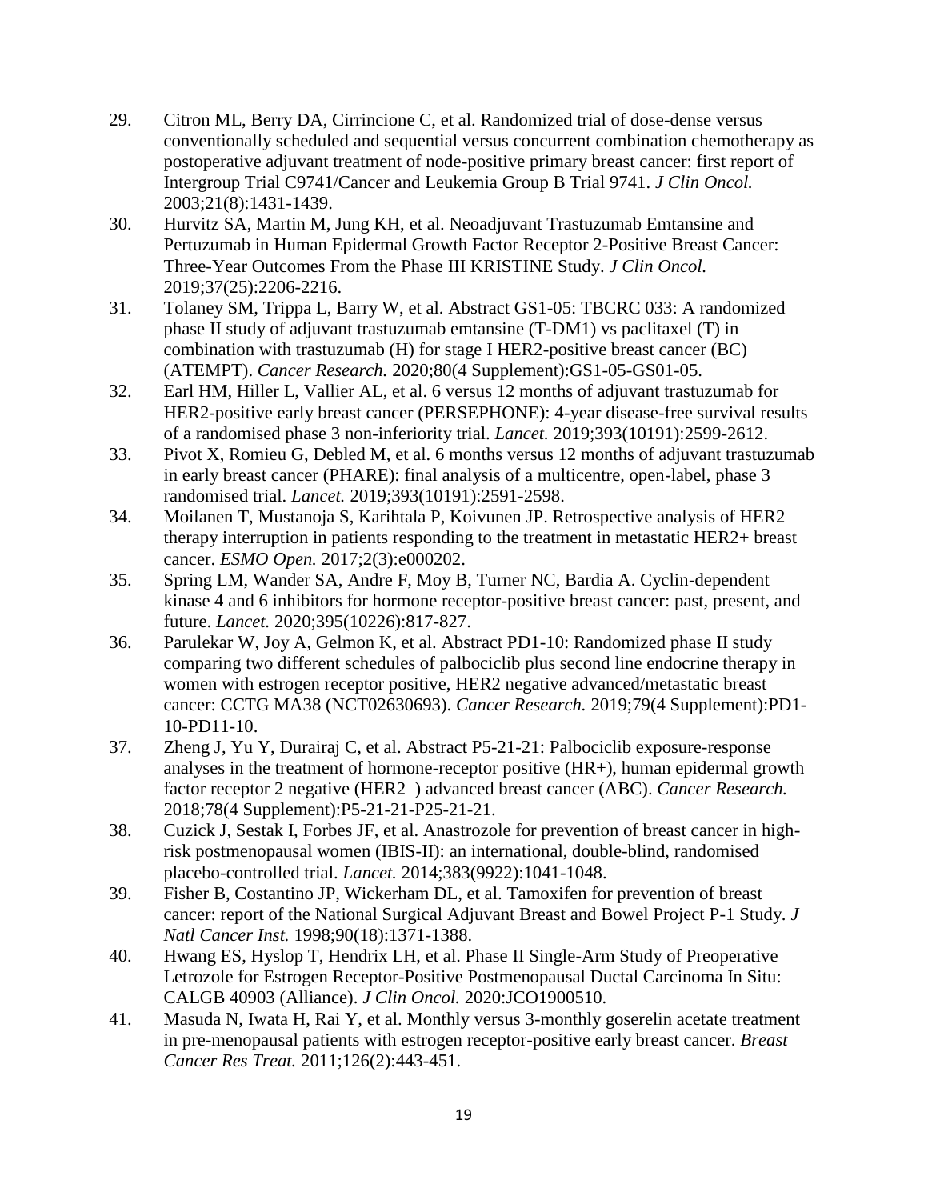29. Citron ML, Berry DA, Cirrincione C, et al. Randomized trial of dose-dense versus conventionally scheduled and sequential versus concurrent combination chemotherapy as postoperative adjuvant treatment of node-positive primary breast cancer: first report of Intergroup Trial C9741/Cancer and Leukemia Group B Trial 9741. *J Clin Oncol.* 2003;21(8):1431-1439.
30. Hurvitz SA, Martin M, Jung KH, et al. Neoadjuvant Trastuzumab Emtansine and Pertuzumab in Human Epidermal Growth Factor Receptor 2-Positive Breast Cancer: Three-Year Outcomes From the Phase III KRISTINE Study. *J Clin Oncol.* 2019;37(25):2206-2216.
31. Tolaney SM, Trippa L, Barry W, et al. Abstract GS1-05: TBCRC 033: A randomized phase II study of adjuvant trastuzumab emtansine (T-DM1) vs paclitaxel (T) in combination with trastuzumab (H) for stage I HER2-positive breast cancer (BC) (ATEMPT). *Cancer Research.* 2020;80(4 Supplement):GS1-05-GS01-05.
32. Earl HM, Hiller L, Vallier AL, et al. 6 versus 12 months of adjuvant trastuzumab for HER2-positive early breast cancer (PERSEPHONE): 4-year disease-free survival results of a randomised phase 3 non-inferiority trial. *Lancet.* 2019;393(10191):2599-2612.
33. Pivot X, Romieu G, Debled M, et al. 6 months versus 12 months of adjuvant trastuzumab in early breast cancer (PHARE): final analysis of a multicentre, open-label, phase 3 randomised trial. *Lancet.* 2019;393(10191):2591-2598.
34. Moilanen T, Mustanoja S, Karihtala P, Koivunen JP. Retrospective analysis of HER2 therapy interruption in patients responding to the treatment in metastatic HER2+ breast cancer. *ESMO Open.* 2017;2(3):e000202.
35. Spring LM, Wander SA, Andre F, Moy B, Turner NC, Bardia A. Cyclin-dependent kinase 4 and 6 inhibitors for hormone receptor-positive breast cancer: past, present, and future. *Lancet.* 2020;395(10226):817-827.
36. Parulekar W, Joy A, Gelmon K, et al. Abstract PD1-10: Randomized phase II study comparing two different schedules of palbociclib plus second line endocrine therapy in women with estrogen receptor positive, HER2 negative advanced/metastatic breast cancer: CCTG MA38 (NCT02630693). *Cancer Research.* 2019;79(4 Supplement):PD1-10-PD11-10.
37. Zheng J, Yu Y, Durairaj C, et al. Abstract P5-21-21: Palbociclib exposure-response analyses in the treatment of hormone-receptor positive (HR+), human epidermal growth factor receptor 2 negative (HER2–) advanced breast cancer (ABC). *Cancer Research.* 2018;78(4 Supplement):P5-21-21-P25-21-21.
38. Cuzick J, Sestak I, Forbes JF, et al. Anastrozole for prevention of breast cancer in high-risk postmenopausal women (IBIS-II): an international, double-blind, randomised placebo-controlled trial. *Lancet.* 2014;383(9922):1041-1048.
39. Fisher B, Costantino JP, Wickerham DL, et al. Tamoxifen for prevention of breast cancer: report of the National Surgical Adjuvant Breast and Bowel Project P-1 Study. *J Natl Cancer Inst.* 1998;90(18):1371-1388.
40. Hwang ES, Hyslop T, Hendrix LH, et al. Phase II Single-Arm Study of Preoperative Letrozole for Estrogen Receptor-Positive Postmenopausal Ductal Carcinoma In Situ: CALGB 40903 (Alliance). *J Clin Oncol.* 2020:JCO1900510.
41. Masuda N, Iwata H, Rai Y, et al. Monthly versus 3-monthly goserelin acetate treatment in pre-menopausal patients with estrogen receptor-positive early breast cancer. *Breast Cancer Res Treat.* 2011;126(2):443-451.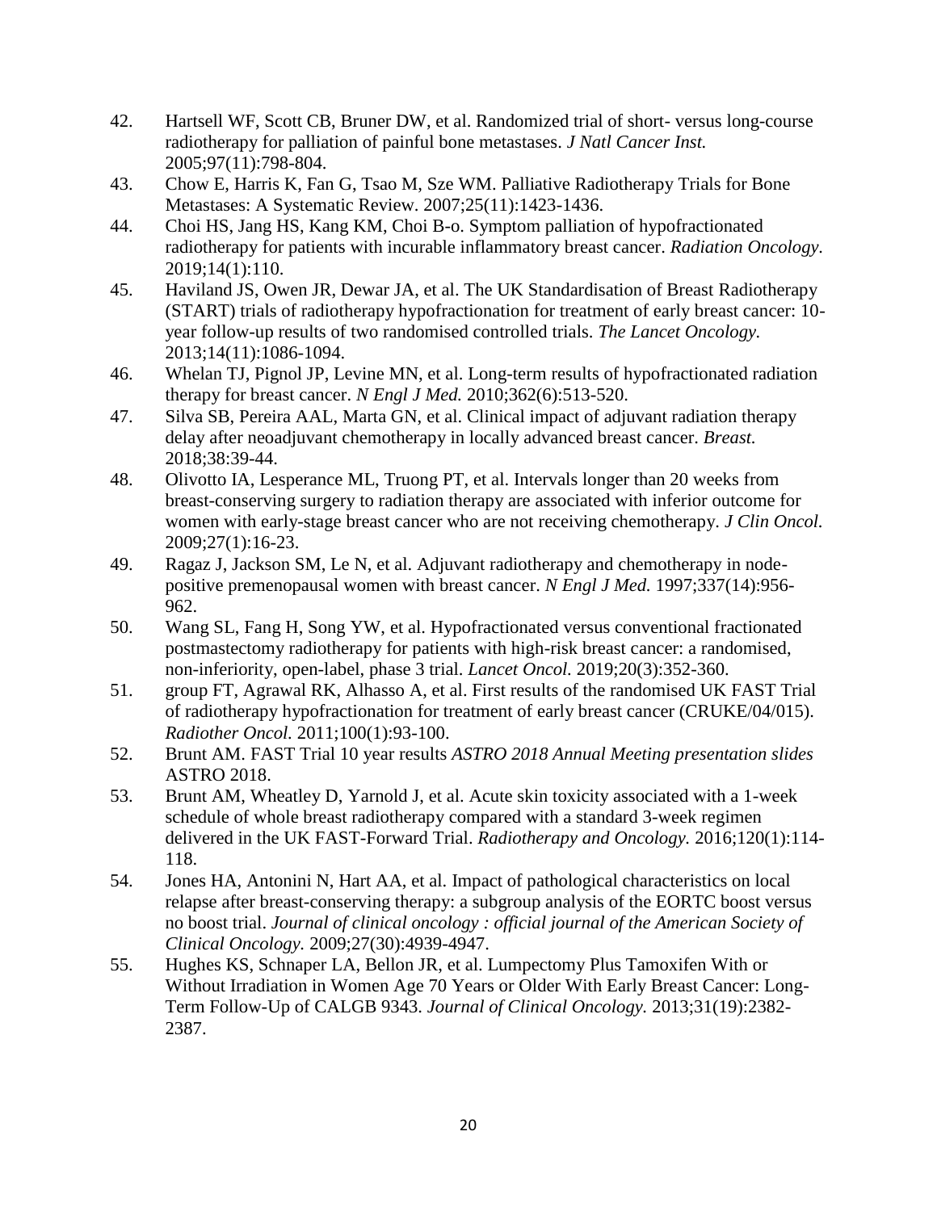42. Hartsell WF, Scott CB, Bruner DW, et al. Randomized trial of short- versus long-course radiotherapy for palliation of painful bone metastases. *J Natl Cancer Inst.* 2005;97(11):798-804.
43. Chow E, Harris K, Fan G, Tsao M, Sze WM. Palliative Radiotherapy Trials for Bone Metastases: A Systematic Review. 2007;25(11):1423-1436.
44. Choi HS, Jang HS, Kang KM, Choi B-o. Symptom palliation of hypofractionated radiotherapy for patients with incurable inflammatory breast cancer. *Radiation Oncology.* 2019;14(1):110.
45. Haviland JS, Owen JR, Dewar JA, et al. The UK Standardisation of Breast Radiotherapy (START) trials of radiotherapy hypofractionation for treatment of early breast cancer: 10-year follow-up results of two randomised controlled trials. *The Lancet Oncology.* 2013;14(11):1086-1094.
46. Whelan TJ, Pignol JP, Levine MN, et al. Long-term results of hypofractionated radiation therapy for breast cancer. *N Engl J Med.* 2010;362(6):513-520.
47. Silva SB, Pereira AAL, Marta GN, et al. Clinical impact of adjuvant radiation therapy delay after neoadjuvant chemotherapy in locally advanced breast cancer. *Breast.* 2018;38:39-44.
48. Olivotto IA, Lesperance ML, Truong PT, et al. Intervals longer than 20 weeks from breast-conserving surgery to radiation therapy are associated with inferior outcome for women with early-stage breast cancer who are not receiving chemotherapy. *J Clin Oncol.* 2009;27(1):16-23.
49. Ragaz J, Jackson SM, Le N, et al. Adjuvant radiotherapy and chemotherapy in node-positive premenopausal women with breast cancer. *N Engl J Med.* 1997;337(14):956-962.
50. Wang SL, Fang H, Song YW, et al. Hypofractionated versus conventional fractionated postmastectomy radiotherapy for patients with high-risk breast cancer: a randomised, non-inferiority, open-label, phase 3 trial. *Lancet Oncol.* 2019;20(3):352-360.
51. group FT, Agrawal RK, Alhasso A, et al. First results of the randomised UK FAST Trial of radiotherapy hypofractionation for treatment of early breast cancer (CRUKE/04/015). *Radiother Oncol.* 2011;100(1):93-100.
52. Brunt AM. FAST Trial 10 year results *ASTRO 2018 Annual Meeting presentation slides* ASTRO 2018.
53. Brunt AM, Wheatley D, Yarnold J, et al. Acute skin toxicity associated with a 1-week schedule of whole breast radiotherapy compared with a standard 3-week regimen delivered in the UK FAST-Forward Trial. *Radiotherapy and Oncology.* 2016;120(1):114-118.
54. Jones HA, Antonini N, Hart AA, et al. Impact of pathological characteristics on local relapse after breast-conserving therapy: a subgroup analysis of the EORTC boost versus no boost trial. *Journal of clinical oncology : official journal of the American Society of Clinical Oncology.* 2009;27(30):4939-4947.
55. Hughes KS, Schnaper LA, Bellon JR, et al. Lumpectomy Plus Tamoxifen With or Without Irradiation in Women Age 70 Years or Older With Early Breast Cancer: Long-Term Follow-Up of CALGB 9343. *Journal of Clinical Oncology.* 2013;31(19):2382-2387.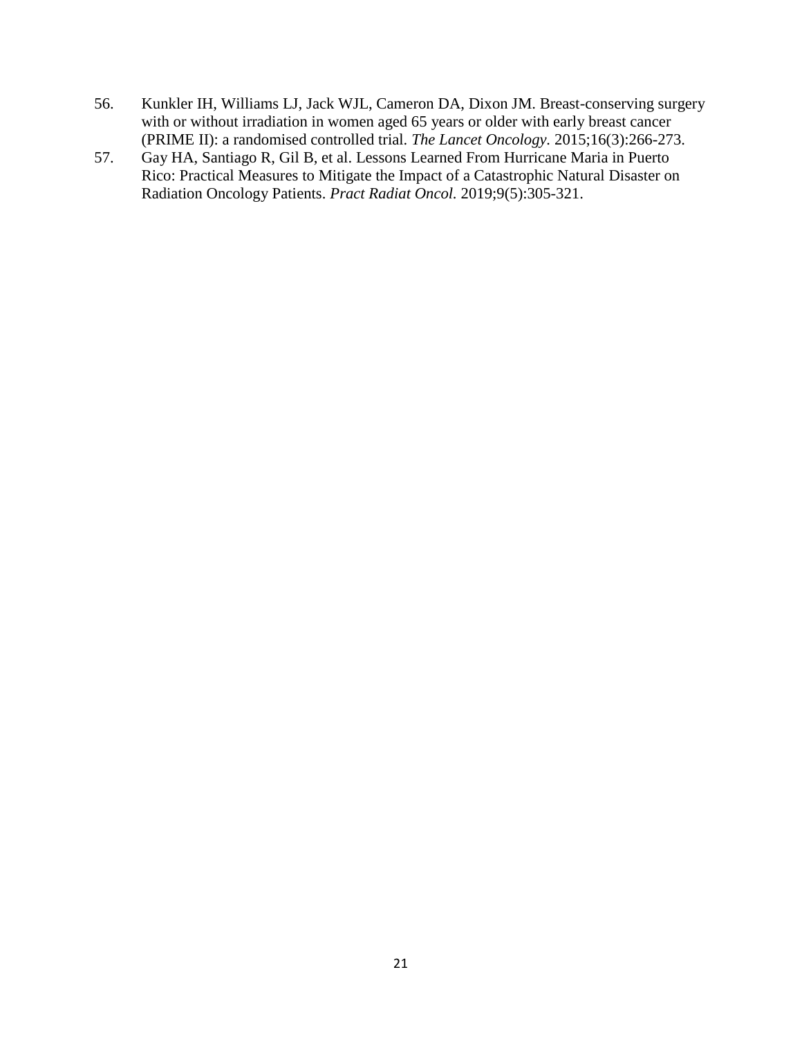56. Kunkler IH, Williams LJ, Jack WJL, Cameron DA, Dixon JM. Breast-conserving surgery with or without irradiation in women aged 65 years or older with early breast cancer (PRIME II): a randomised controlled trial. *The Lancet Oncology.* 2015;16(3):266-273.
57. Gay HA, Santiago R, Gil B, et al. Lessons Learned From Hurricane Maria in Puerto Rico: Practical Measures to Mitigate the Impact of a Catastrophic Natural Disaster on Radiation Oncology Patients. *Pract Radiat Oncol.* 2019;9(5):305-321.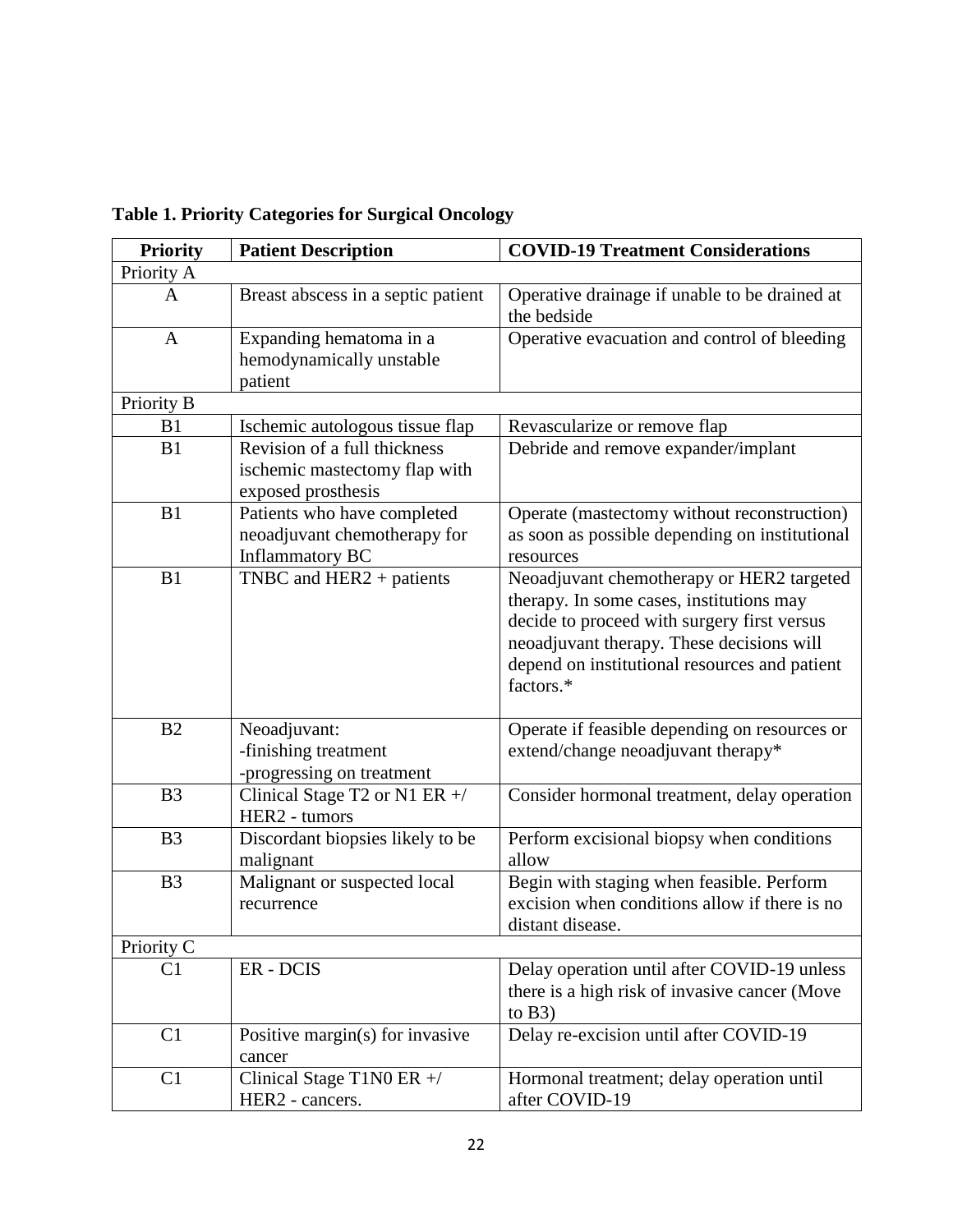**Table 1. Priority Categories for Surgical Oncology**

| Priority | Patient Description | COVID-19 Treatment Considerations |
|---|---|---|
| Priority A | | |
| A | Breast abscess in a septic patient | Operative drainage if unable to be drained at the bedside |
| A | Expanding hematoma in a hemodynamically unstable patient | Operative evacuation and control of bleeding |
| Priority B | | |
| B1 | Ischemic autologous tissue flap | Revascularize or remove flap |
| B1 | Revision of a full thickness ischemic mastectomy flap with exposed prosthesis | Debride and remove expander/implant |
| B1 | Patients who have completed neoadjuvant chemotherapy for Inflammatory BC | Operate (mastectomy without reconstruction) as soon as possible depending on institutional resources |
| B1 | TNBC and HER2 + patients | Neoadjuvant chemotherapy or HER2 targeted therapy. In some cases, institutions may decide to proceed with surgery first versus neoadjuvant therapy. These decisions will depend on institutional resources and patient factors.* |
| B2 | Neoadjuvant:<br>-finishing treatment<br>-progressing on treatment | Operate if feasible depending on resources or extend/change neoadjuvant therapy* |
| B3 | Clinical Stage T2 or N1 ER +/ HER2 - tumors | Consider hormonal treatment, delay operation |
| B3 | Discordant biopsies likely to be malignant | Perform excisional biopsy when conditions allow |
| B3 | Malignant or suspected local recurrence | Begin with staging when feasible. Perform excision when conditions allow if there is no distant disease. |
| Priority C | | |
| C1 | ER - DCIS | Delay operation until after COVID-19 unless there is a high risk of invasive cancer (Move to B3) |
| C1 | Positive margin(s) for invasive cancer | Delay re-excision until after COVID-19 |
| C1 | Clinical Stage T1N0 ER +/ HER2 - cancers. | Hormonal treatment; delay operation until after COVID-19 |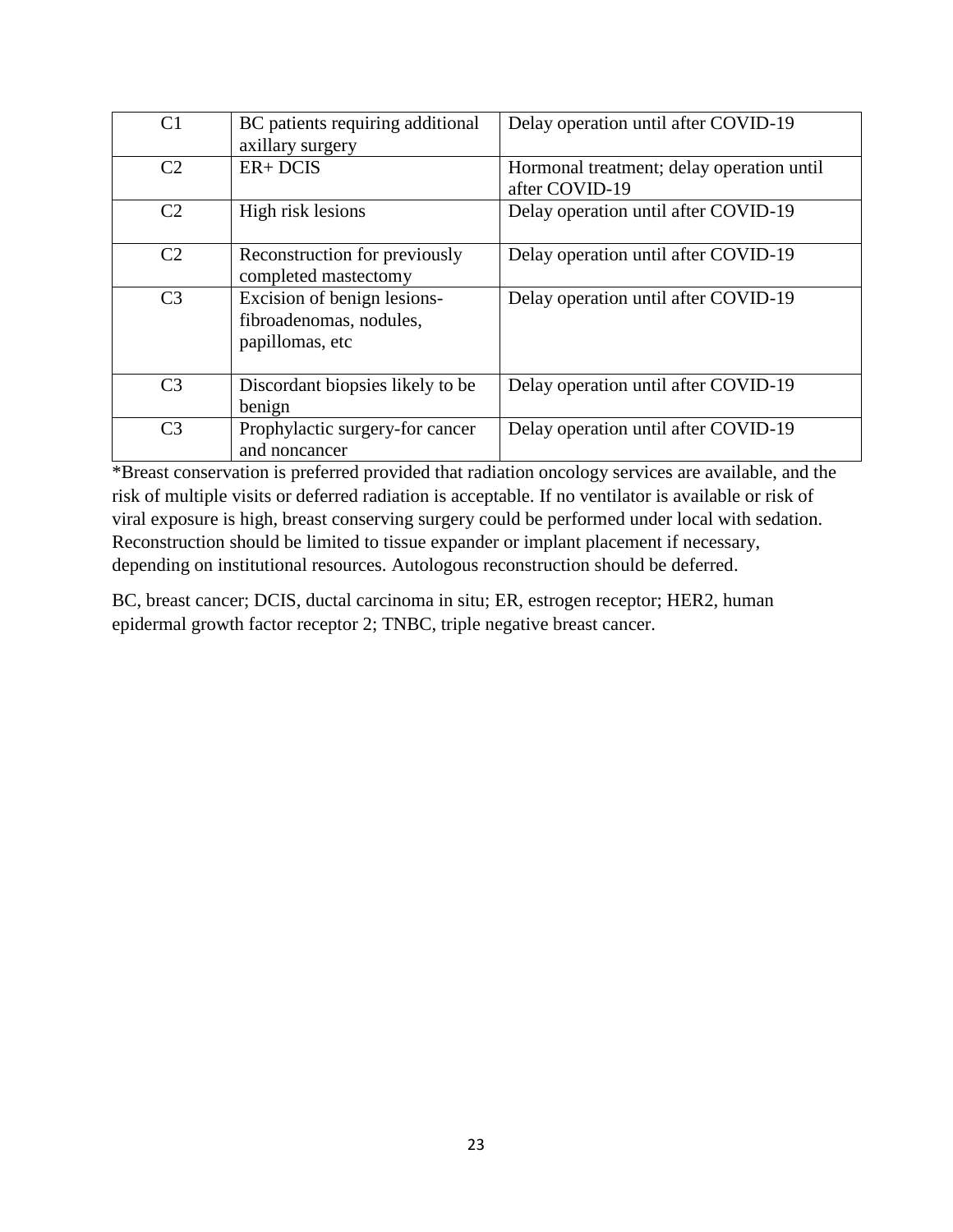| | | |
|---|---|---|
| C1 | BC patients requiring additional axillary surgery | Delay operation until after COVID-19 |
| C2 | ER+ DCIS | Hormonal treatment; delay operation until after COVID-19 |
| C2 | High risk lesions | Delay operation until after COVID-19 |
| C2 | Reconstruction for previously completed mastectomy | Delay operation until after COVID-19 |
| C3 | Excision of benign lesions-fibroadenomas, nodules, papillomas, etc | Delay operation until after COVID-19 |
| C3 | Discordant biopsies likely to be benign | Delay operation until after COVID-19 |
| C3 | Prophylactic surgery-for cancer and noncancer | Delay operation until after COVID-19 |

*Breast conservation is preferred provided that radiation oncology services are available, and the risk of multiple visits or deferred radiation is acceptable. If no ventilator is available or risk of viral exposure is high, breast conserving surgery could be performed under local with sedation. Reconstruction should be limited to tissue expander or implant placement if necessary, depending on institutional resources. Autologous reconstruction should be deferred.

BC, breast cancer; DCIS, ductal carcinoma in situ; ER, estrogen receptor; HER2, human epidermal growth factor receptor 2; TNBC, triple negative breast cancer.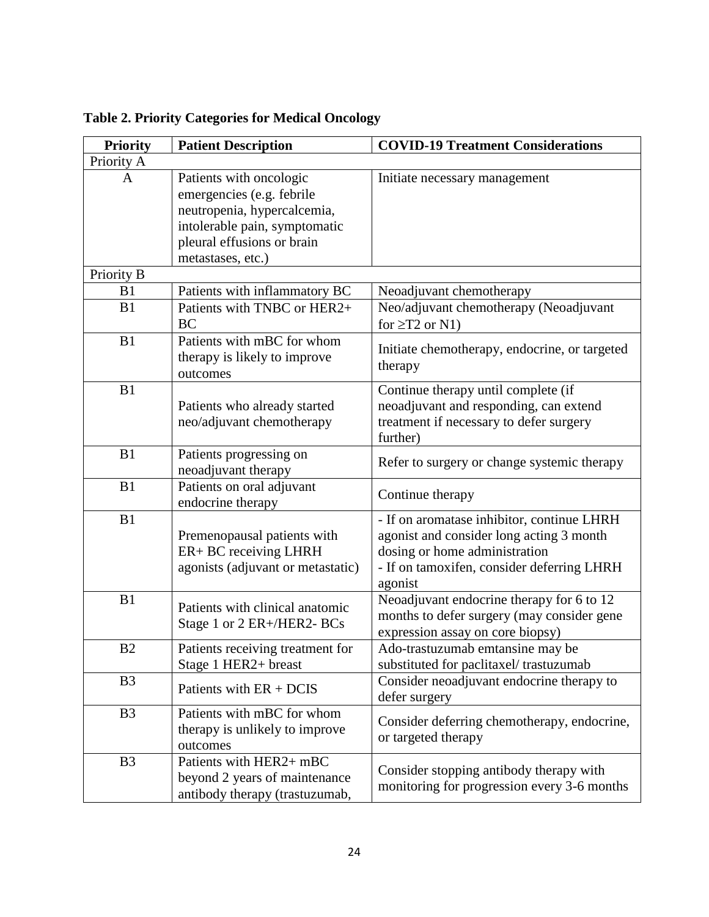**Table 2. Priority Categories for Medical Oncology**

| Priority | Patient Description | COVID-19 Treatment Considerations |
|---|---|---|
| Priority A | | |
| A | Patients with oncologic emergencies (e.g. febrile neutropenia, hypercalcemia, intolerable pain, symptomatic pleural effusions or brain metastases, etc.) | Initiate necessary management |
| Priority B | | |
| B1 | Patients with inflammatory BC | Neoadjuvant chemotherapy |
| B1 | Patients with TNBC or HER2+ BC | Neo/adjuvant chemotherapy (Neoadjuvant for ≥T2 or N1) |
| B1 | Patients with mBC for whom therapy is likely to improve outcomes | Initiate chemotherapy, endocrine, or targeted therapy |
| B1 | Patients who already started neo/adjuvant chemotherapy | Continue therapy until complete (if neoadjuvant and responding, can extend treatment if necessary to defer surgery further) |
| B1 | Patients progressing on neoadjuvant therapy | Refer to surgery or change systemic therapy |
| B1 | Patients on oral adjuvant endocrine therapy | Continue therapy |
| B1 | Premenopausal patients with ER+ BC receiving LHRH agonists (adjuvant or metastatic) | - If on aromatase inhibitor, continue LHRH agonist and consider long acting 3 month dosing or home administration<br>- If on tamoxifen, consider deferring LHRH agonist |
| B1 | Patients with clinical anatomic Stage 1 or 2 ER+/HER2- BCs | Neoadjuvant endocrine therapy for 6 to 12 months to defer surgery (may consider gene expression assay on core biopsy) |
| B2 | Patients receiving treatment for Stage 1 HER2+ breast | Ado-trastuzumab emtansine may be substituted for paclitaxel/ trastuzumab |
| B3 | Patients with ER + DCIS | Consider neoadjuvant endocrine therapy to defer surgery |
| B3 | Patients with mBC for whom therapy is unlikely to improve outcomes | Consider deferring chemotherapy, endocrine, or targeted therapy |
| B3 | Patients with HER2+ mBC beyond 2 years of maintenance antibody therapy (trastuzumab, | Consider stopping antibody therapy with monitoring for progression every 3-6 months |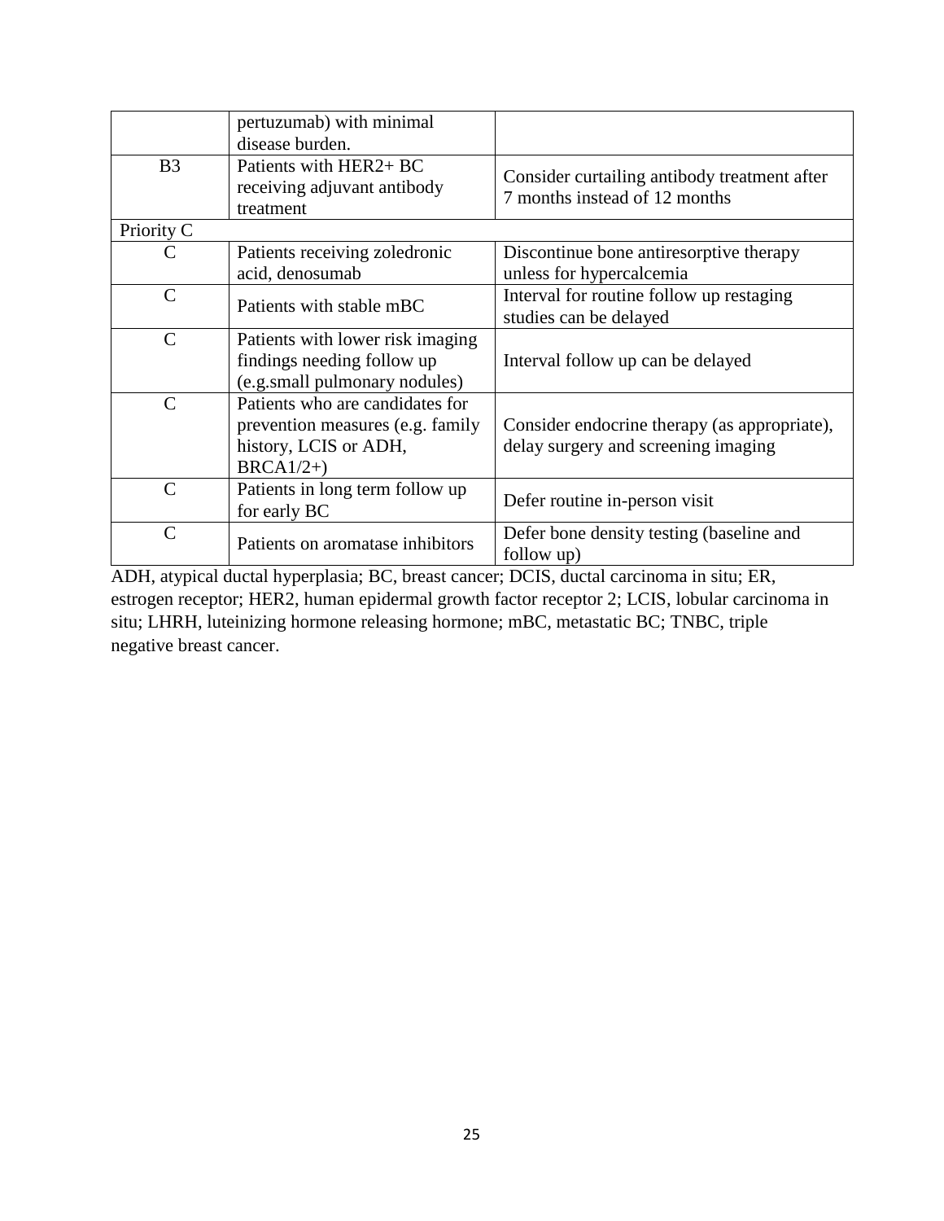| | | |
|---|---|---|
| | pertuzumab) with minimal disease burden. | |
| B3 | Patients with HER2+ BC receiving adjuvant antibody treatment | Consider curtailing antibody treatment after 7 months instead of 12 months |
| Priority C | | |
| C | Patients receiving zoledronic acid, denosumab | Discontinue bone antiresorptive therapy unless for hypercalcemia |
| C | Patients with stable mBC | Interval for routine follow up restaging studies can be delayed |
| C | Patients with lower risk imaging findings needing follow up (e.g.small pulmonary nodules) | Interval follow up can be delayed |
| C | Patients who are candidates for prevention measures (e.g. family history, LCIS or ADH, BRCA1/2+) | Consider endocrine therapy (as appropriate), delay surgery and screening imaging |
| C | Patients in long term follow up for early BC | Defer routine in-person visit |
| C | Patients on aromatase inhibitors | Defer bone density testing (baseline and follow up) |

ADH, atypical ductal hyperplasia; BC, breast cancer; DCIS, ductal carcinoma in situ; ER, estrogen receptor; HER2, human epidermal growth factor receptor 2; LCIS, lobular carcinoma in situ; LHRH, luteinizing hormone releasing hormone; mBC, metastatic BC; TNBC, triple negative breast cancer.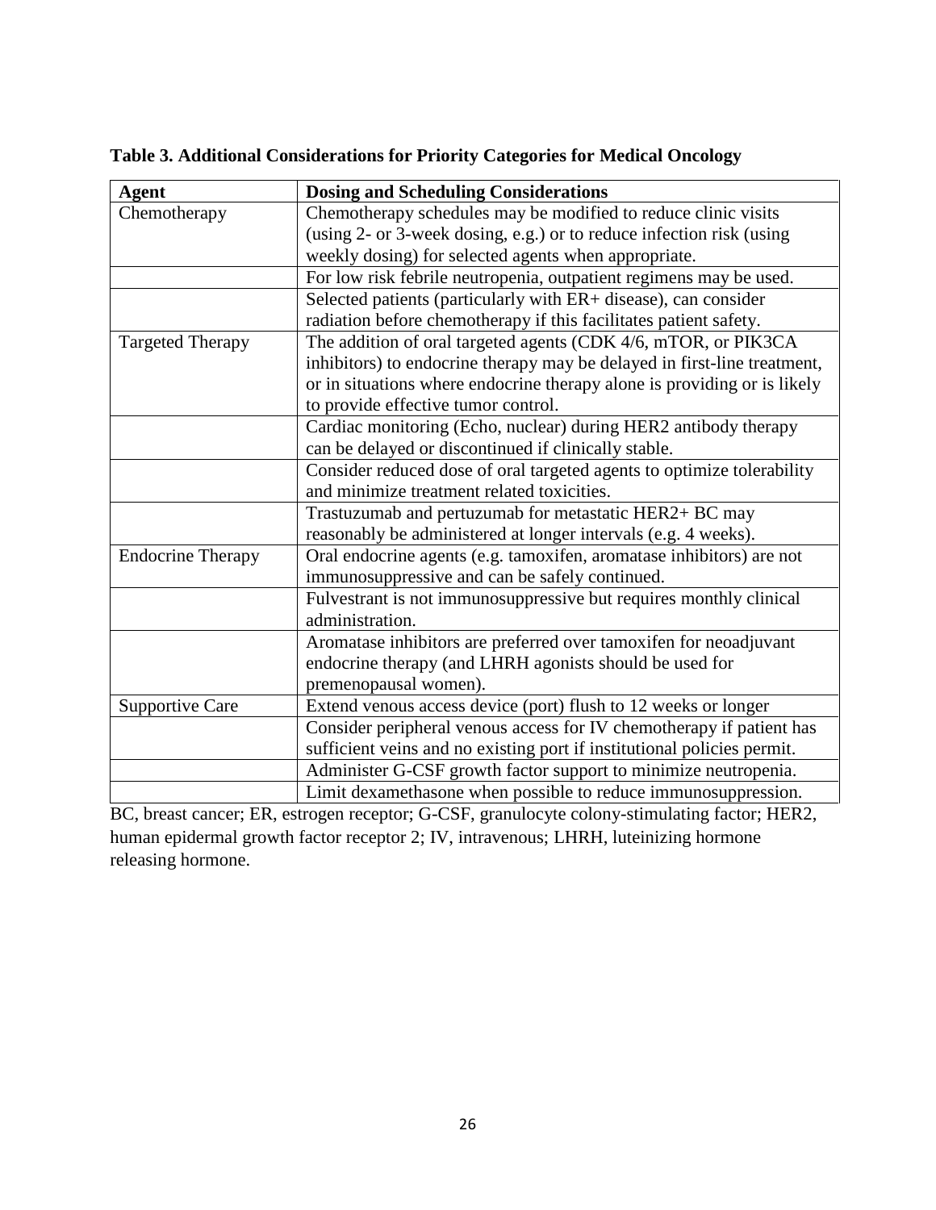**Table 3. Additional Considerations for Priority Categories for Medical Oncology**

| Agent | Dosing and Scheduling Considerations |
|---|---|
| Chemotherapy | Chemotherapy schedules may be modified to reduce clinic visits (using 2- or 3-week dosing, e.g.) or to reduce infection risk (using weekly dosing) for selected agents when appropriate. |
| | For low risk febrile neutropenia, outpatient regimens may be used. |
| | Selected patients (particularly with ER+ disease), can consider radiation before chemotherapy if this facilitates patient safety. |
| Targeted Therapy | The addition of oral targeted agents (CDK 4/6, mTOR, or PIK3CA inhibitors) to endocrine therapy may be delayed in first-line treatment, or in situations where endocrine therapy alone is providing or is likely to provide effective tumor control. |
| | Cardiac monitoring (Echo, nuclear) during HER2 antibody therapy can be delayed or discontinued if clinically stable. |
| | Consider reduced dose of oral targeted agents to optimize tolerability and minimize treatment related toxicities. |
| | Trastuzumab and pertuzumab for metastatic HER2+ BC may reasonably be administered at longer intervals (e.g. 4 weeks). |
| Endocrine Therapy | Oral endocrine agents (e.g. tamoxifen, aromatase inhibitors) are not immunosuppressive and can be safely continued. |
| | Fulvestrant is not immunosuppressive but requires monthly clinical administration. |
| | Aromatase inhibitors are preferred over tamoxifen for neoadjuvant endocrine therapy (and LHRH agonists should be used for premenopausal women). |
| Supportive Care | Extend venous access device (port) flush to 12 weeks or longer |
| | Consider peripheral venous access for IV chemotherapy if patient has sufficient veins and no existing port if institutional policies permit. |
| | Administer G-CSF growth factor support to minimize neutropenia. |
| | Limit dexamethasone when possible to reduce immunosuppression. |

BC, breast cancer; ER, estrogen receptor; G-CSF, granulocyte colony-stimulating factor; HER2, human epidermal growth factor receptor 2; IV, intravenous; LHRH, luteinizing hormone releasing hormone.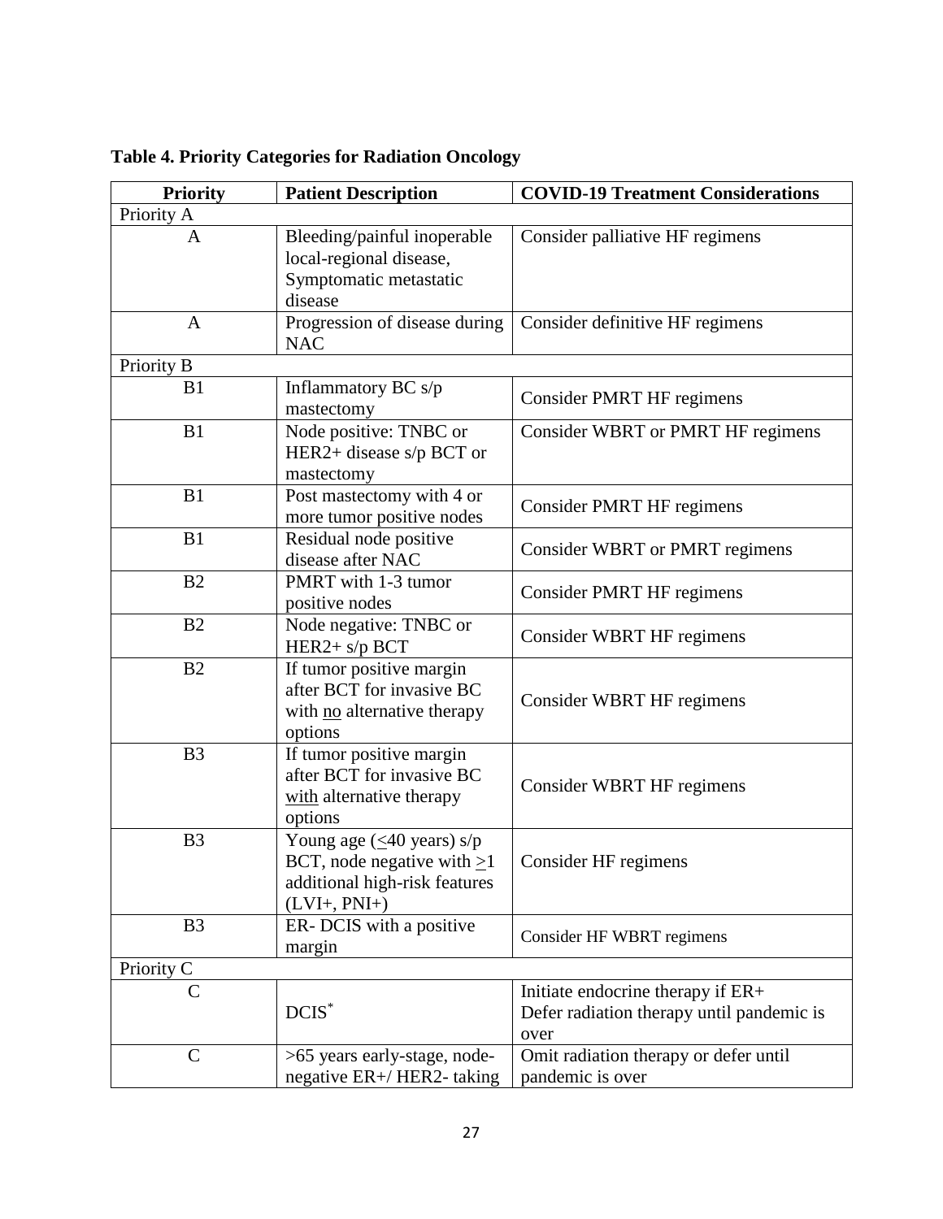**Table 4. Priority Categories for Radiation Oncology**

| Priority | Patient Description | COVID-19 Treatment Considerations |
|---|---|---|
| Priority A | | |
| A | Bleeding/painful inoperable local-regional disease, Symptomatic metastatic disease | Consider palliative HF regimens |
| A | Progression of disease during NAC | Consider definitive HF regimens |
| Priority B | | |
| B1 | Inflammatory BC s/p mastectomy | Consider PMRT HF regimens |
| B1 | Node positive: TNBC or HER2+ disease s/p BCT or mastectomy | Consider WBRT or PMRT HF regimens |
| B1 | Post mastectomy with 4 or more tumor positive nodes | Consider PMRT HF regimens |
| B1 | Residual node positive disease after NAC | Consider WBRT or PMRT regimens |
| B2 | PMRT with 1-3 tumor positive nodes | Consider PMRT HF regimens |
| B2 | Node negative: TNBC or HER2+ s/p BCT | Consider WBRT HF regimens |
| B2 | If tumor positive margin after BCT for invasive BC with <u>no</u> alternative therapy options | Consider WBRT HF regimens |
| B3 | If tumor positive margin after BCT for invasive BC <u>with</u> alternative therapy options | Consider WBRT HF regimens |
| B3 | Young age ($\leq$40 years) s/p BCT, node negative with $\geq$1 additional high-risk features (LVI+, PNI+) | Consider HF regimens |
| B3 | ER- DCIS with a positive margin | Consider HF WBRT regimens |
| Priority C | | |
| C | DCIS* | Initiate endocrine therapy if ER+ Defer radiation therapy until pandemic is over |
| C | >65 years early-stage, node-negative ER+/ HER2- taking | Omit radiation therapy or defer until pandemic is over |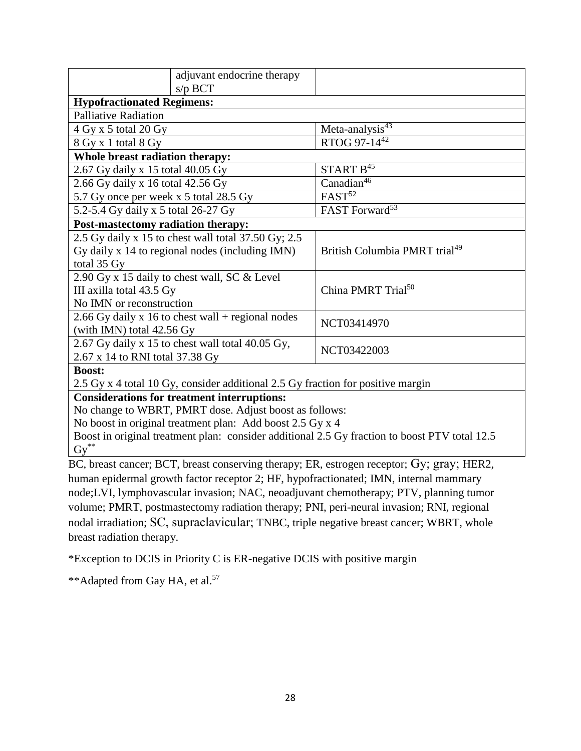| | | |
|---|---|---|
| | adjuvant endocrine therapy s/p BCT | |
| **Hypofractionated Regimens:** | | |
| Palliative Radiation | | |
| 4 Gy x 5 total 20 Gy | | Meta-analysis[43] |
| 8 Gy x 1 total 8 Gy | | RTOG 97-14[42] |
| **Whole breast radiation therapy:** | | |
| 2.67 Gy daily x 15 total 40.05 Gy | | START B[45] |
| 2.66 Gy daily x 16 total 42.56 Gy | | Canadian[46] |
| 5.7 Gy once per week x 5 total 28.5 Gy | | FAST[52] |
| 5.2-5.4 Gy daily x 5 total 26-27 Gy | | FAST Forward[53] |
| **Post-mastectomy radiation therapy:** | | |
| 2.5 Gy daily x 15 to chest wall total 37.50 Gy; 2.5 Gy daily x 14 to regional nodes (including IMN) total 35 Gy | | British Columbia PMRT trial[49] |
| 2.90 Gy x 15 daily to chest wall, SC & Level III axilla total 43.5 Gy<br>No IMN or reconstruction | | China PMRT Trial[50] |
| 2.66 Gy daily x 16 to chest wall + regional nodes (with IMN) total 42.56 Gy | | NCT03414970 |
| 2.67 Gy daily x 15 to chest wall total 40.05 Gy, 2.67 x 14 to RNI total 37.38 Gy | | NCT03422003 |
| **Boost:**<br>2.5 Gy x 4 total 10 Gy, consider additional 2.5 Gy fraction for positive margin | | |
| **Considerations for treatment interruptions:**<br>No change to WBRT, PMRT dose. Adjust boost as follows:<br>No boost in original treatment plan: Add boost 2.5 Gy x 4<br>Boost in original treatment plan: consider additional 2.5 Gy fraction to boost PTV total 12.5 Gy** | | |

BC, breast cancer; BCT, breast conserving therapy; ER, estrogen receptor; Gy; gray; HER2, human epidermal growth factor receptor 2; HF, hypofractionated; IMN, internal mammary node;LVI, lymphovascular invasion; NAC, neoadjuvant chemotherapy; PTV, planning tumor volume; PMRT, postmastectomy radiation therapy; PNI, peri-neural invasion; RNI, regional nodal irradiation; SC, supraclavicular; TNBC, triple negative breast cancer; WBRT, whole breast radiation therapy.

*Exception to DCIS in Priority C is ER-negative DCIS with positive margin

**Adapted from Gay HA, et al.[57]